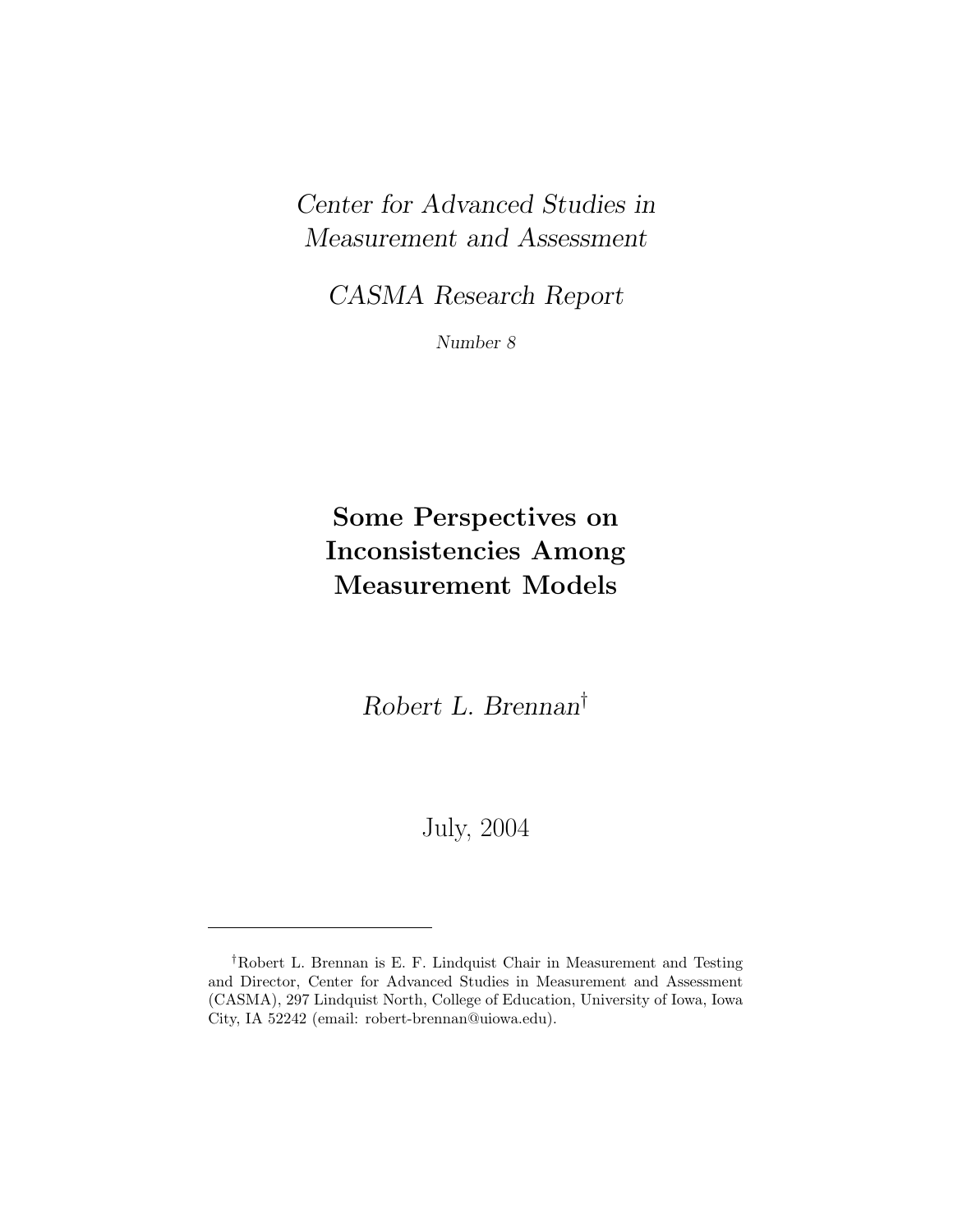*Center for Advanced Studies in Measurement and Assessment*

*CASMA Research Report*

*Number 8*

# Some Perspectives on Inconsistencies Among Measurement Models

*Robert L. Brennan*[†]

July, 2004

---

[†]Robert L. Brennan is E. F. Lindquist Chair in Measurement and Testing and Director, Center for Advanced Studies in Measurement and Assessment (CASMA), 297 Lindquist North, College of Education, University of Iowa, Iowa City, IA 52242 (email: robert-brennan@uiowa.edu).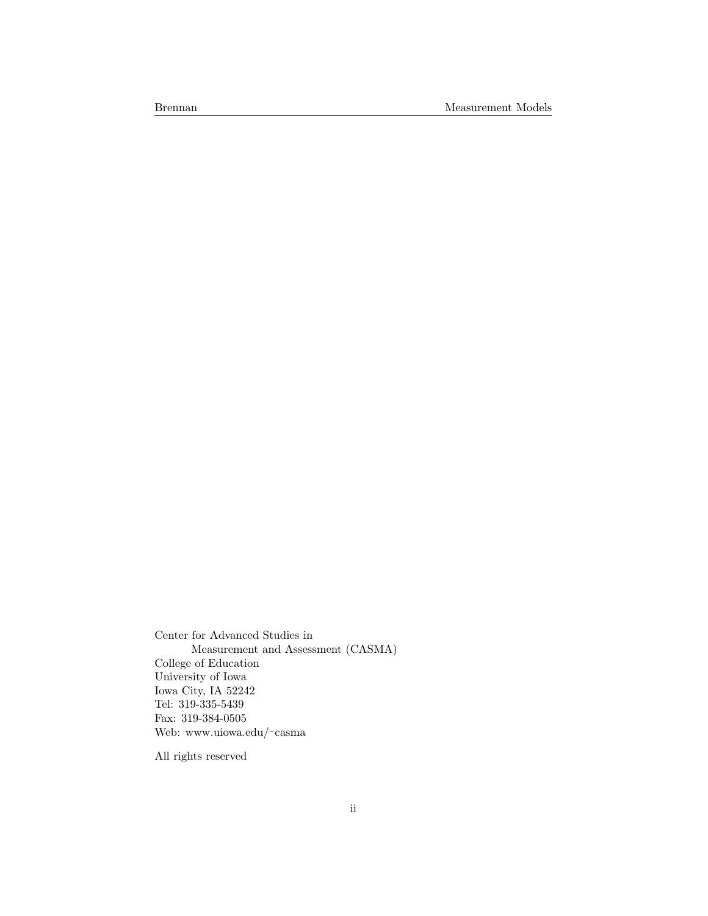Center for Advanced Studies in
Measurement and Assessment (CASMA)
College of Education
University of Iowa
Iowa City, IA 52242
Tel: 319-335-5439
Fax: 319-384-0505
Web: www.uiowa.edu/~casma

All rights reserved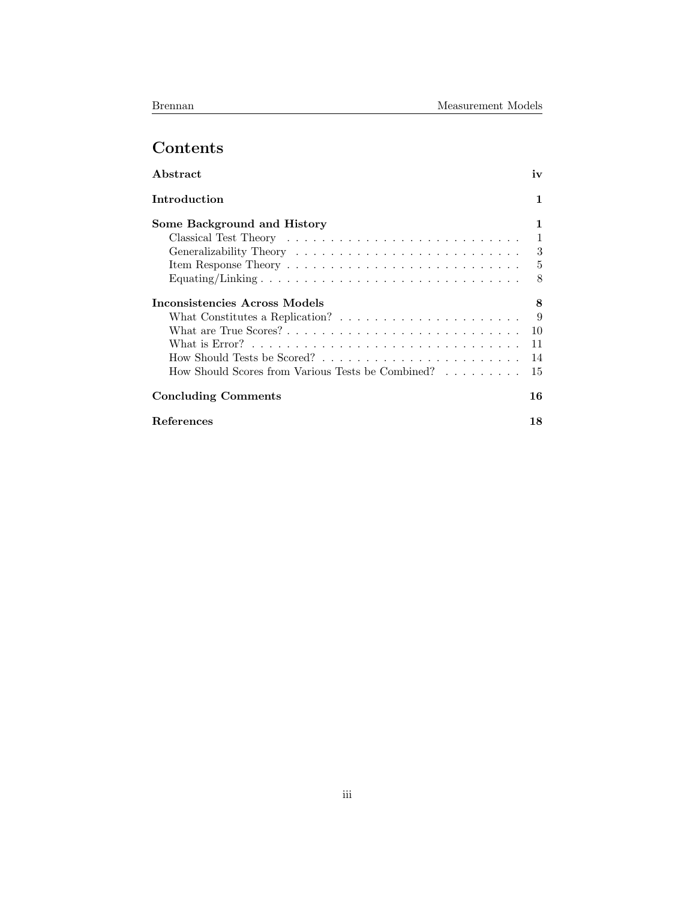# Contents

**Abstract** **iv**

**Introduction** **1**

**Some Background and History** **1**

- Classical Test Theory . . . . . . . . . . . . . . . . . . . . . . . . . . . 1
- Generalizability Theory . . . . . . . . . . . . . . . . . . . . . . . . . . 3
- Item Response Theory . . . . . . . . . . . . . . . . . . . . . . . . . . . 5
- Equating/Linking . . . . . . . . . . . . . . . . . . . . . . . . . . . . . 8

**Inconsistencies Across Models** **8**

- What Constitutes a Replication? . . . . . . . . . . . . . . . . . . . . . 9
- What are True Scores? . . . . . . . . . . . . . . . . . . . . . . . . . . 10
- What is Error? . . . . . . . . . . . . . . . . . . . . . . . . . . . . . . 11
- How Should Tests be Scored? . . . . . . . . . . . . . . . . . . . . . . . 14
- How Should Scores from Various Tests be Combined? . . . . . . . . . 15

**Concluding Comments** **16**

**References** **18**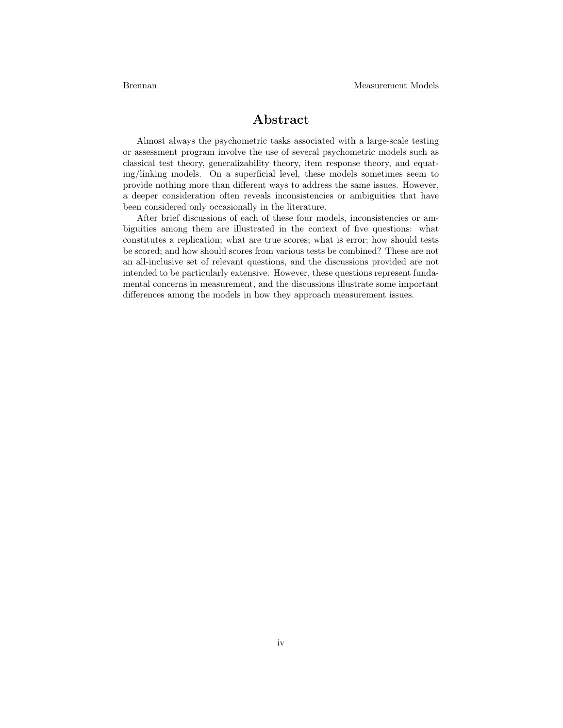# Abstract

Almost always the psychometric tasks associated with a large-scale testing or assessment program involve the use of several psychometric models such as classical test theory, generalizability theory, item response theory, and equating/linking models. On a superficial level, these models sometimes seem to provide nothing more than different ways to address the same issues. However, a deeper consideration often reveals inconsistencies or ambiguities that have been considered only occasionally in the literature.

After brief discussions of each of these four models, inconsistencies or ambiguities among them are illustrated in the context of five questions: what constitutes a replication; what are true scores; what is error; how should tests be scored; and how should scores from various tests be combined? These are not an all-inclusive set of relevant questions, and the discussions provided are not intended to be particularly extensive. However, these questions represent fundamental concerns in measurement, and the discussions illustrate some important differences among the models in how they approach measurement issues.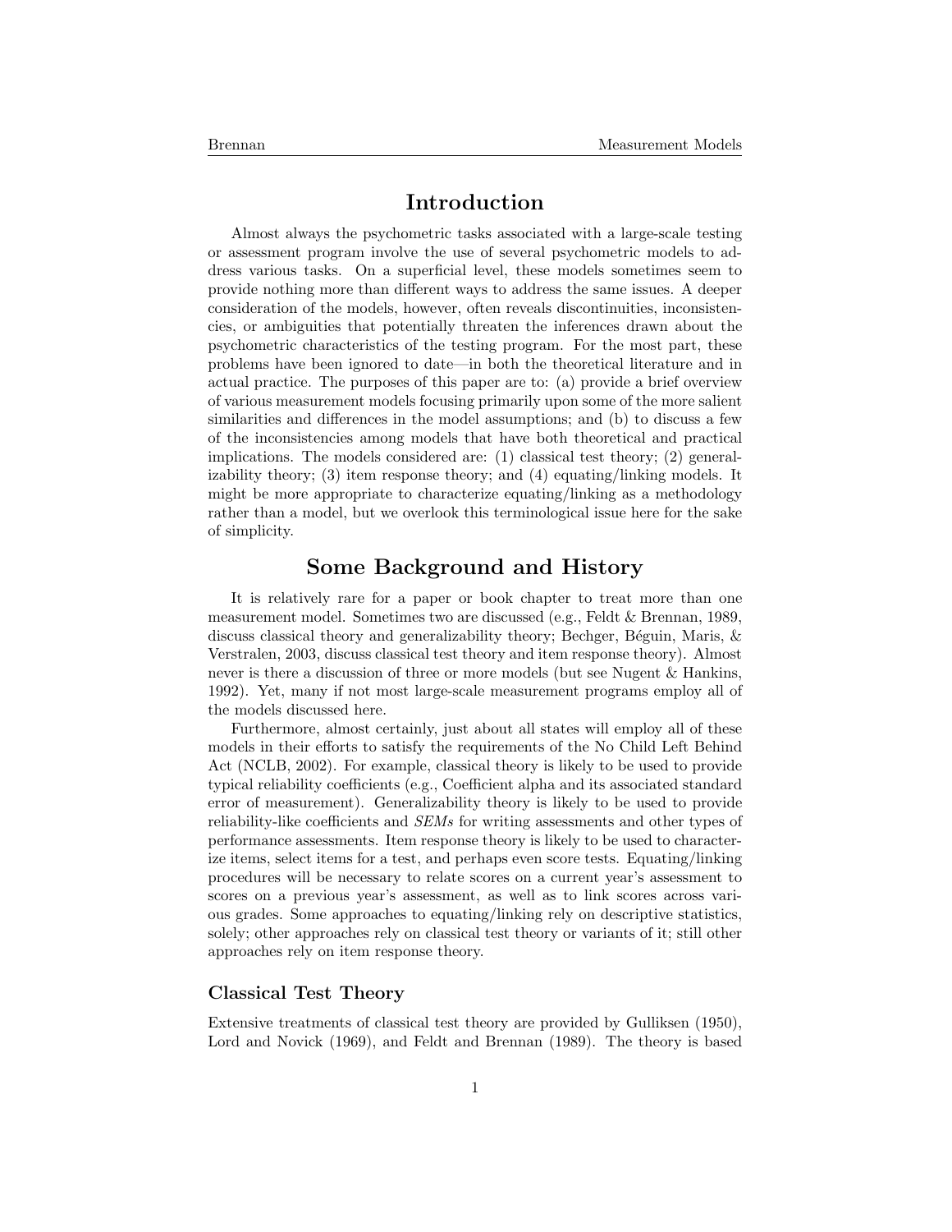# Introduction

Almost always the psychometric tasks associated with a large-scale testing or assessment program involve the use of several psychometric models to address various tasks. On a superficial level, these models sometimes seem to provide nothing more than different ways to address the same issues. A deeper consideration of the models, however, often reveals discontinuities, inconsistencies, or ambiguities that potentially threaten the inferences drawn about the psychometric characteristics of the testing program. For the most part, these problems have been ignored to date—in both the theoretical literature and in actual practice. The purposes of this paper are to: (a) provide a brief overview of various measurement models focusing primarily upon some of the more salient similarities and differences in the model assumptions; and (b) to discuss a few of the inconsistencies among models that have both theoretical and practical implications. The models considered are: (1) classical test theory; (2) generalizability theory; (3) item response theory; and (4) equating/linking models. It might be more appropriate to characterize equating/linking as a methodology rather than a model, but we overlook this terminological issue here for the sake of simplicity.

# Some Background and History

It is relatively rare for a paper or book chapter to treat more than one measurement model. Sometimes two are discussed (e.g., Feldt & Brennan, 1989, discuss classical theory and generalizability theory; Bechger, Béguin, Maris, & Verstralen, 2003, discuss classical test theory and item response theory). Almost never is there a discussion of three or more models (but see Nugent & Hankins, 1992). Yet, many if not most large-scale measurement programs employ all of the models discussed here.

Furthermore, almost certainly, just about all states will employ all of these models in their efforts to satisfy the requirements of the No Child Left Behind Act (NCLB, 2002). For example, classical theory is likely to be used to provide typical reliability coefficients (e.g., Coefficient alpha and its associated standard error of measurement). Generalizability theory is likely to be used to provide reliability-like coefficients and *SEMs* for writing assessments and other types of performance assessments. Item response theory is likely to be used to characterize items, select items for a test, and perhaps even score tests. Equating/linking procedures will be necessary to relate scores on a current year's assessment to scores on a previous year's assessment, as well as to link scores across various grades. Some approaches to equating/linking rely on descriptive statistics, solely; other approaches rely on classical test theory or variants of it; still other approaches rely on item response theory.

## Classical Test Theory

Extensive treatments of classical test theory are provided by Gulliksen (1950), Lord and Novick (1969), and Feldt and Brennan (1989). The theory is based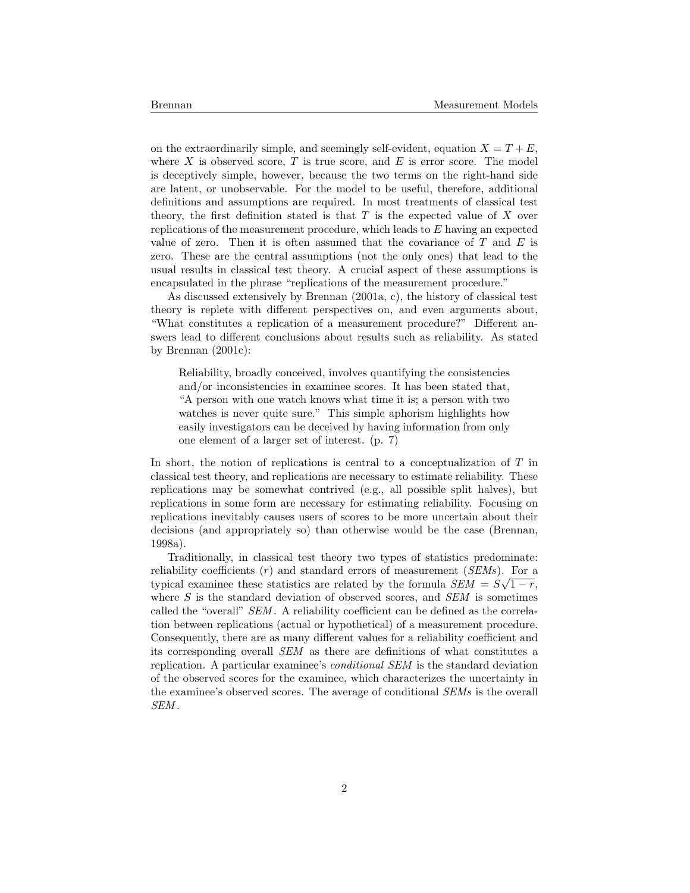on the extraordinarily simple, and seemingly self-evident, equation $X = T + E$, where $X$ is observed score, $T$ is true score, and $E$ is error score. The model is deceptively simple, however, because the two terms on the right-hand side are latent, or unobservable. For the model to be useful, therefore, additional definitions and assumptions are required. In most treatments of classical test theory, the first definition stated is that $T$ is the expected value of $X$ over replications of the measurement procedure, which leads to $E$ having an expected value of zero. Then it is often assumed that the covariance of $T$ and $E$ is zero. These are the central assumptions (not the only ones) that lead to the usual results in classical test theory. A crucial aspect of these assumptions is encapsulated in the phrase "replications of the measurement procedure."

As discussed extensively by Brennan (2001a, c), the history of classical test theory is replete with different perspectives on, and even arguments about, "What constitutes a replication of a measurement procedure?" Different answers lead to different conclusions about results such as reliability. As stated by Brennan (2001c):

> Reliability, broadly conceived, involves quantifying the consistencies and/or inconsistencies in examinee scores. It has been stated that, "A person with one watch knows what time it is; a person with two watches is never quite sure." This simple aphorism highlights how easily investigators can be deceived by having information from only one element of a larger set of interest. (p. 7)

In short, the notion of replications is central to a conceptualization of $T$ in classical test theory, and replications are necessary to estimate reliability. These replications may be somewhat contrived (e.g., all possible split halves), but replications in some form are necessary for estimating reliability. Focusing on replications inevitably causes users of scores to be more uncertain about their decisions (and appropriately so) than otherwise would be the case (Brennan, 1998a).

Traditionally, in classical test theory two types of statistics predominate: reliability coefficients ($r$) and standard errors of measurement (*SEMs*). For a typical examinee these statistics are related by the formula $SEM = S\sqrt{1-r}$, where $S$ is the standard deviation of observed scores, and *SEM* is sometimes called the "overall" *SEM*. A reliability coefficient can be defined as the correlation between replications (actual or hypothetical) of a measurement procedure. Consequently, there are as many different values for a reliability coefficient and its corresponding overall *SEM* as there are definitions of what constitutes a replication. A particular examinee's *conditional SEM* is the standard deviation of the observed scores for the examinee, which characterizes the uncertainty in the examinee's observed scores. The average of conditional *SEMs* is the overall *SEM*.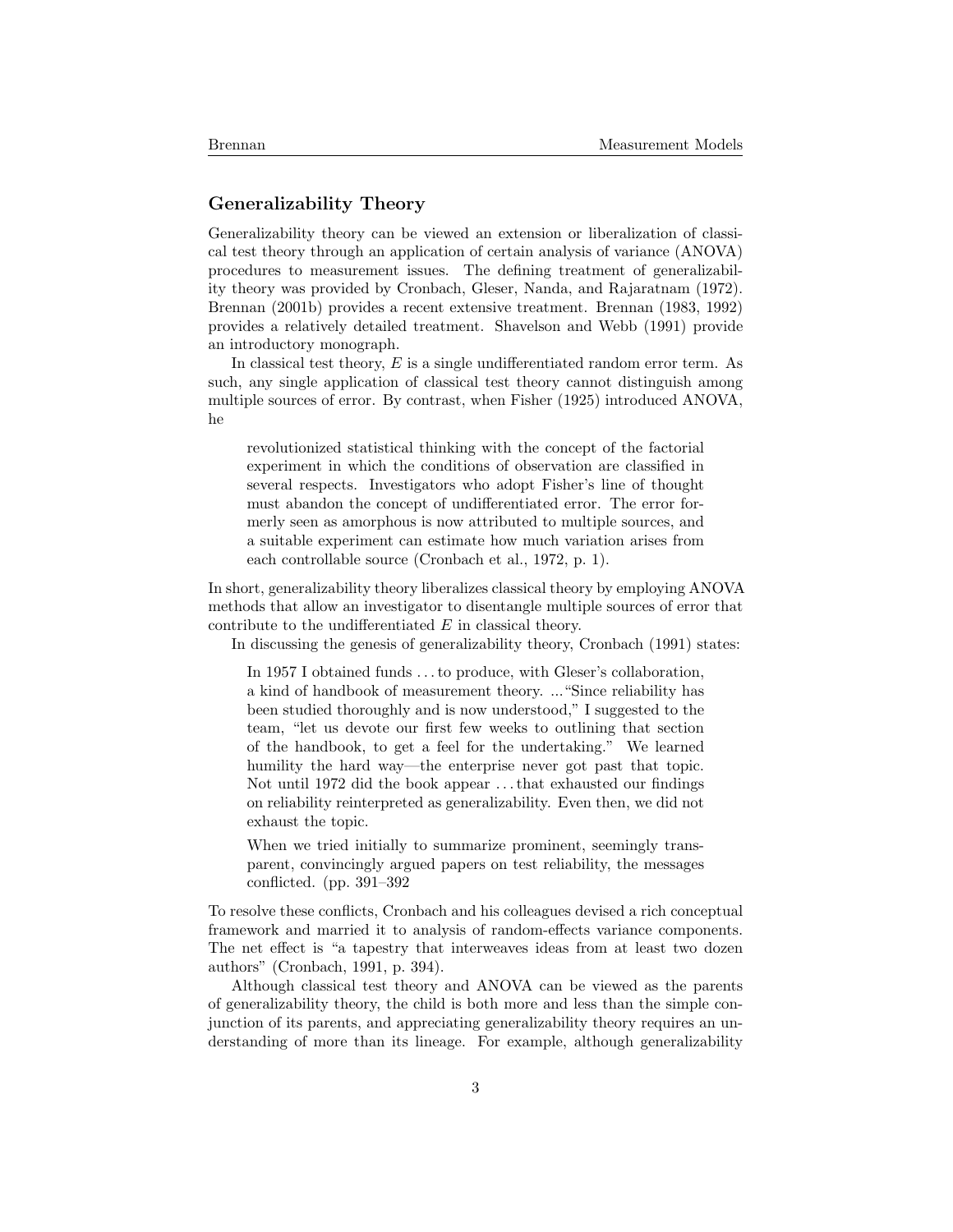## Generalizability Theory

Generalizability theory can be viewed an extension or liberalization of classical test theory through an application of certain analysis of variance (ANOVA) procedures to measurement issues. The defining treatment of generalizability theory was provided by Cronbach, Gleser, Nanda, and Rajaratnam (1972). Brennan (2001b) provides a recent extensive treatment. Brennan (1983, 1992) provides a relatively detailed treatment. Shavelson and Webb (1991) provide an introductory monograph.

In classical test theory, $E$ is a single undifferentiated random error term. As such, any single application of classical test theory cannot distinguish among multiple sources of error. By contrast, when Fisher (1925) introduced ANOVA, he

> revolutionized statistical thinking with the concept of the factorial experiment in which the conditions of observation are classified in several respects. Investigators who adopt Fisher's line of thought must abandon the concept of undifferentiated error. The error formerly seen as amorphous is now attributed to multiple sources, and a suitable experiment can estimate how much variation arises from each controllable source (Cronbach et al., 1972, p. 1).

In short, generalizability theory liberalizes classical theory by employing ANOVA methods that allow an investigator to disentangle multiple sources of error that contribute to the undifferentiated $E$ in classical theory.

In discussing the genesis of generalizability theory, Cronbach (1991) states:

> In 1957 I obtained funds . . . to produce, with Gleser's collaboration, a kind of handbook of measurement theory. ... "Since reliability has been studied thoroughly and is now understood," I suggested to the team, "let us devote our first few weeks to outlining that section of the handbook, to get a feel for the undertaking." We learned humility the hard way—the enterprise never got past that topic. Not until 1972 did the book appear . . . that exhausted our findings on reliability reinterpreted as generalizability. Even then, we did not exhaust the topic.
>
> When we tried initially to summarize prominent, seemingly transparent, convincingly argued papers on test reliability, the messages conflicted. (pp. 391–392

To resolve these conflicts, Cronbach and his colleagues devised a rich conceptual framework and married it to analysis of random-effects variance components. The net effect is "a tapestry that interweaves ideas from at least two dozen authors" (Cronbach, 1991, p. 394).

Although classical test theory and ANOVA can be viewed as the parents of generalizability theory, the child is both more and less than the simple conjunction of its parents, and appreciating generalizability theory requires an understanding of more than its lineage. For example, although generalizability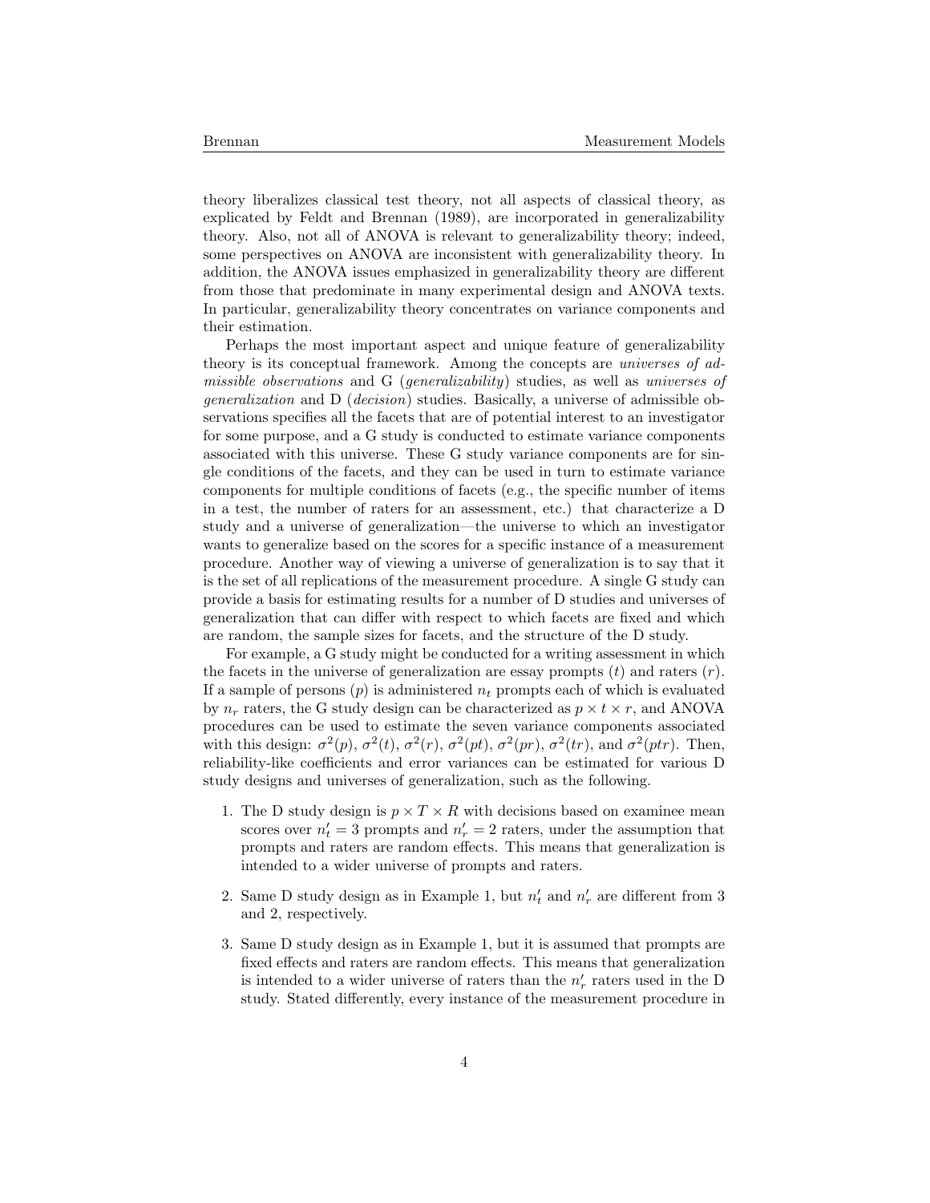theory liberalizes classical test theory, not all aspects of classical theory, as explicated by Feldt and Brennan (1989), are incorporated in generalizability theory. Also, not all of ANOVA is relevant to generalizability theory; indeed, some perspectives on ANOVA are inconsistent with generalizability theory. In addition, the ANOVA issues emphasized in generalizability theory are different from those that predominate in many experimental design and ANOVA texts. In particular, generalizability theory concentrates on variance components and their estimation.

Perhaps the most important aspect and unique feature of generalizability theory is its conceptual framework. Among the concepts are *universes of admissible observations* and G (*generalizability*) studies, as well as *universes of generalization* and D (*decision*) studies. Basically, a universe of admissible observations specifies all the facets that are of potential interest to an investigator for some purpose, and a G study is conducted to estimate variance components associated with this universe. These G study variance components are for single conditions of the facets, and they can be used in turn to estimate variance components for multiple conditions of facets (e.g., the specific number of items in a test, the number of raters for an assessment, etc.) that characterize a D study and a universe of generalization—the universe to which an investigator wants to generalize based on the scores for a specific instance of a measurement procedure. Another way of viewing a universe of generalization is to say that it is the set of all replications of the measurement procedure. A single G study can provide a basis for estimating results for a number of D studies and universes of generalization that can differ with respect to which facets are fixed and which are random, the sample sizes for facets, and the structure of the D study.

For example, a G study might be conducted for a writing assessment in which the facets in the universe of generalization are essay prompts ($t$) and raters ($r$). If a sample of persons ($p$) is administered $n_t$ prompts each of which is evaluated by $n_r$ raters, the G study design can be characterized as $p \times t \times r$, and ANOVA procedures can be used to estimate the seven variance components associated with this design: $\sigma^2(p)$, $\sigma^2(t)$, $\sigma^2(r)$, $\sigma^2(pt)$, $\sigma^2(pr)$, $\sigma^2(tr)$, and $\sigma^2(ptr)$. Then, reliability-like coefficients and error variances can be estimated for various D study designs and universes of generalization, such as the following.

1. The D study design is $p \times T \times R$ with decisions based on examinee mean scores over $n'_t = 3$ prompts and $n'_r = 2$ raters, under the assumption that prompts and raters are random effects. This means that generalization is intended to a wider universe of prompts and raters.

2. Same D study design as in Example 1, but $n'_t$ and $n'_r$ are different from 3 and 2, respectively.

3. Same D study design as in Example 1, but it is assumed that prompts are fixed effects and raters are random effects. This means that generalization is intended to a wider universe of raters than the $n'_r$ raters used in the D study. Stated differently, every instance of the measurement procedure in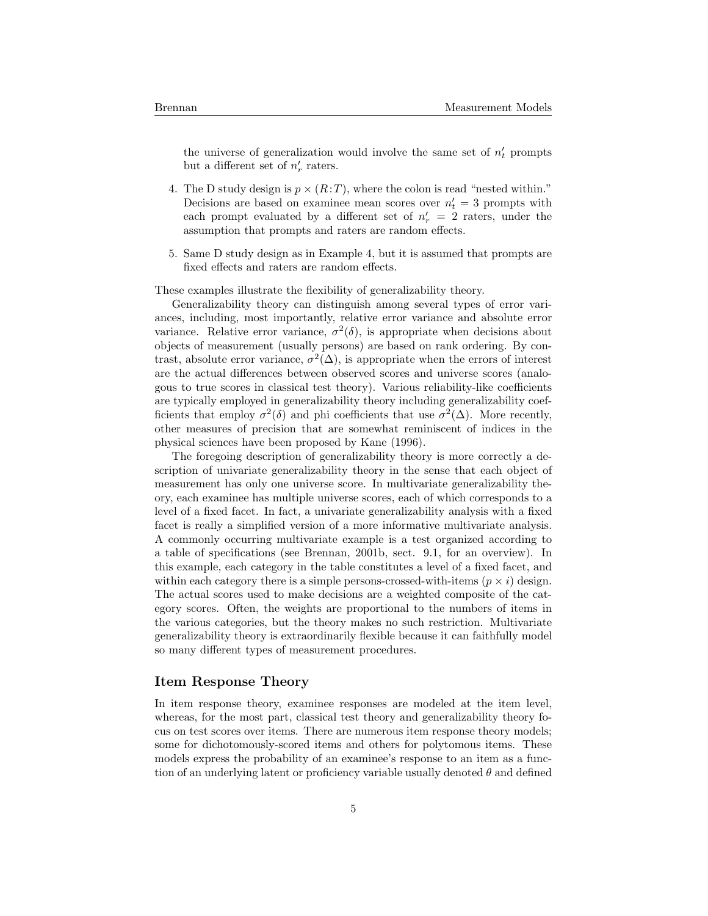the universe of generalization would involve the same set of $n'_t$ prompts but a different set of $n'_r$ raters.

4. The D study design is $p \times (R{:}T)$, where the colon is read "nested within." Decisions are based on examinee mean scores over $n'_t = 3$ prompts with each prompt evaluated by a different set of $n'_r = 2$ raters, under the assumption that prompts and raters are random effects.

5. Same D study design as in Example 4, but it is assumed that prompts are fixed effects and raters are random effects.

These examples illustrate the flexibility of generalizability theory.

Generalizability theory can distinguish among several types of error variances, including, most importantly, relative error variance and absolute error variance. Relative error variance, $\sigma^2(\delta)$, is appropriate when decisions about objects of measurement (usually persons) are based on rank ordering. By contrast, absolute error variance, $\sigma^2(\Delta)$, is appropriate when the errors of interest are the actual differences between observed scores and universe scores (analogous to true scores in classical test theory). Various reliability-like coefficients are typically employed in generalizability theory including generalizability coefficients that employ $\sigma^2(\delta)$ and phi coefficients that use $\sigma^2(\Delta)$. More recently, other measures of precision that are somewhat reminiscent of indices in the physical sciences have been proposed by Kane (1996).

The foregoing description of generalizability theory is more correctly a description of univariate generalizability theory in the sense that each object of measurement has only one universe score. In multivariate generalizability theory, each examinee has multiple universe scores, each of which corresponds to a level of a fixed facet. In fact, a univariate generalizability analysis with a fixed facet is really a simplified version of a more informative multivariate analysis. A commonly occurring multivariate example is a test organized according to a table of specifications (see Brennan, 2001b, sect. 9.1, for an overview). In this example, each category in the table constitutes a level of a fixed facet, and within each category there is a simple persons-crossed-with-items ($p \times i$) design. The actual scores used to make decisions are a weighted composite of the category scores. Often, the weights are proportional to the numbers of items in the various categories, but the theory makes no such restriction. Multivariate generalizability theory is extraordinarily flexible because it can faithfully model so many different types of measurement procedures.

## Item Response Theory

In item response theory, examinee responses are modeled at the item level, whereas, for the most part, classical test theory and generalizability theory focus on test scores over items. There are numerous item response theory models; some for dichotomously-scored items and others for polytomous items. These models express the probability of an examinee's response to an item as a function of an underlying latent or proficiency variable usually denoted $\theta$ and defined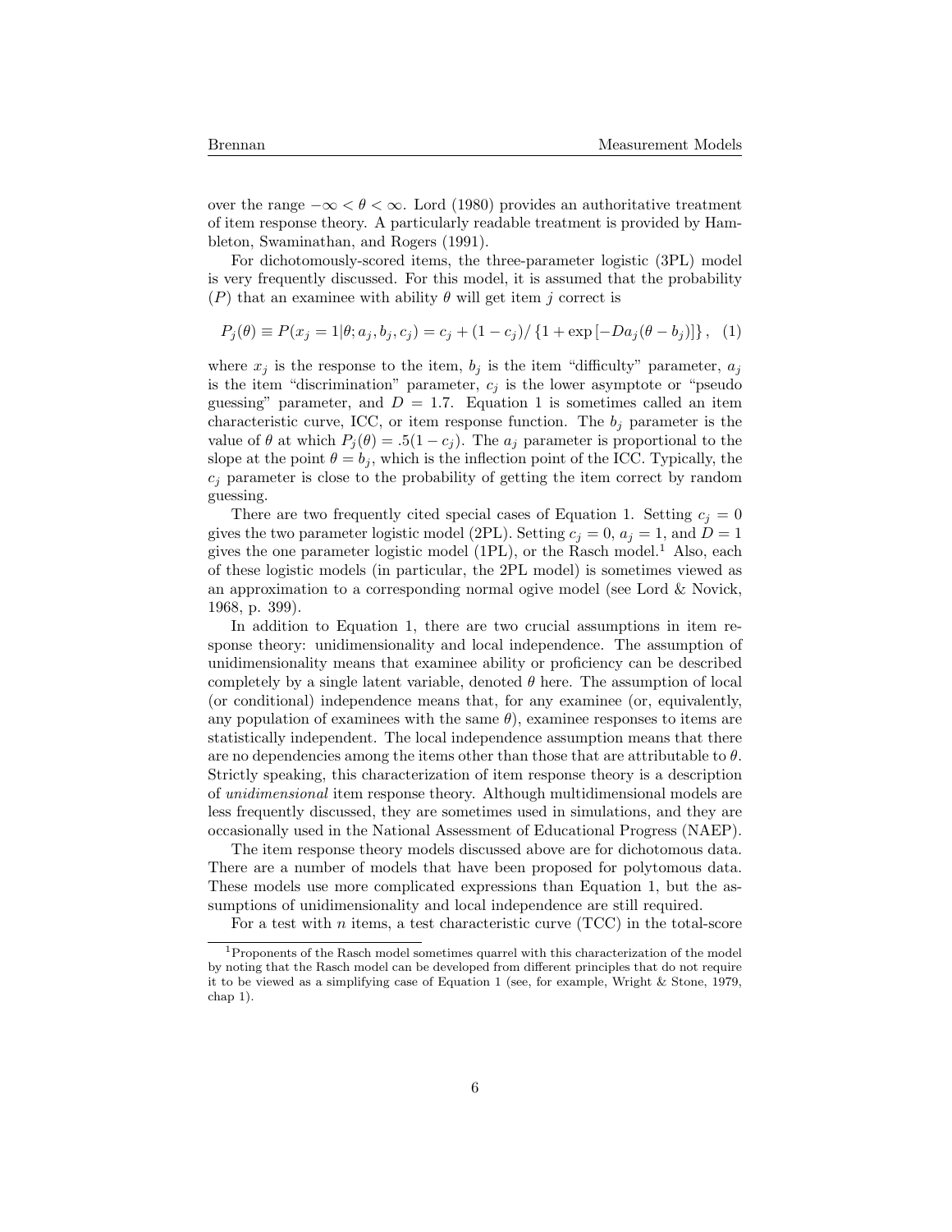over the range $-\infty < \theta < \infty$. Lord (1980) provides an authoritative treatment of item response theory. A particularly readable treatment is provided by Hambleton, Swaminathan, and Rogers (1991).

For dichotomously-scored items, the three-parameter logistic (3PL) model is very frequently discussed. For this model, it is assumed that the probability ($P$) that an examinee with ability $\theta$ will get item $j$ correct is

$$P_j(\theta) \equiv P(x_j = 1|\theta; a_j, b_j, c_j) = c_j + (1 - c_j)/\left\{1 + \exp\left[-Da_j(\theta - b_j)\right]\right\}, \quad (1)$$

where $x_j$ is the response to the item, $b_j$ is the item "difficulty" parameter, $a_j$ is the item "discrimination" parameter, $c_j$ is the lower asymptote or "pseudo guessing" parameter, and $D = 1.7$. Equation 1 is sometimes called an item characteristic curve, ICC, or item response function. The $b_j$ parameter is the value of $\theta$ at which $P_j(\theta) = .5(1 - c_j)$. The $a_j$ parameter is proportional to the slope at the point $\theta = b_j$, which is the inflection point of the ICC. Typically, the $c_j$ parameter is close to the probability of getting the item correct by random guessing.

There are two frequently cited special cases of Equation 1. Setting $c_j = 0$ gives the two parameter logistic model (2PL). Setting $c_j = 0$, $a_j = 1$, and $D = 1$ gives the one parameter logistic model (1PL), or the Rasch model.[1] Also, each of these logistic models (in particular, the 2PL model) is sometimes viewed as an approximation to a corresponding normal ogive model (see Lord & Novick, 1968, p. 399).

In addition to Equation 1, there are two crucial assumptions in item response theory: unidimensionality and local independence. The assumption of unidimensionality means that examinee ability or proficiency can be described completely by a single latent variable, denoted $\theta$ here. The assumption of local (or conditional) independence means that, for any examinee (or, equivalently, any population of examinees with the same $\theta$), examinee responses to items are statistically independent. The local independence assumption means that there are no dependencies among the items other than those that are attributable to $\theta$. Strictly speaking, this characterization of item response theory is a description of *unidimensional* item response theory. Although multidimensional models are less frequently discussed, they are sometimes used in simulations, and they are occasionally used in the National Assessment of Educational Progress (NAEP).

The item response theory models discussed above are for dichotomous data. There are a number of models that have been proposed for polytomous data. These models use more complicated expressions than Equation 1, but the assumptions of unidimensionality and local independence are still required.

For a test with $n$ items, a test characteristic curve (TCC) in the total-score

[1] Proponents of the Rasch model sometimes quarrel with this characterization of the model by noting that the Rasch model can be developed from different principles that do not require it to be viewed as a simplifying case of Equation 1 (see, for example, Wright & Stone, 1979, chap 1).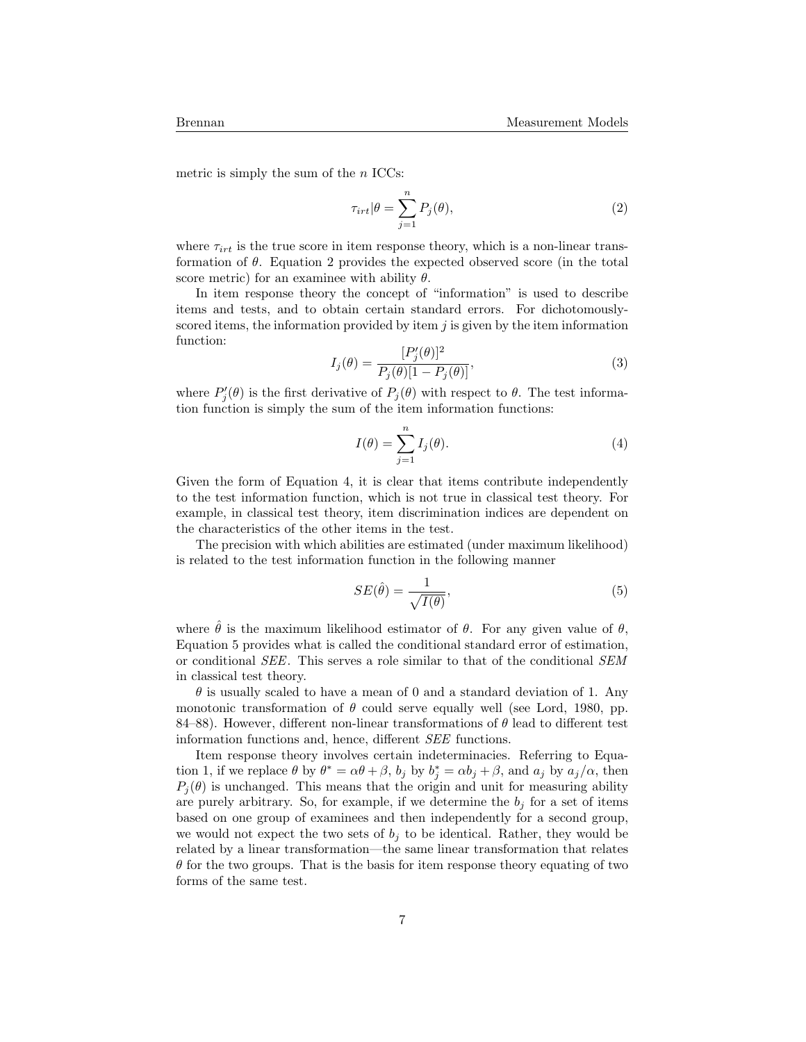metric is simply the sum of the $n$ ICCs:

$$\tau_{irt}|\theta = \sum_{j=1}^{n} P_j(\theta), \tag{2}$$

where $\tau_{irt}$ is the true score in item response theory, which is a non-linear transformation of $\theta$. Equation 2 provides the expected observed score (in the total score metric) for an examinee with ability $\theta$.

In item response theory the concept of "information" is used to describe items and tests, and to obtain certain standard errors. For dichotomously-scored items, the information provided by item $j$ is given by the item information function:

$$I_j(\theta) = \frac{[P_j'(\theta)]^2}{P_j(\theta)[1 - P_j(\theta)]}, \tag{3}$$

where $P_j'(\theta)$ is the first derivative of $P_j(\theta)$ with respect to $\theta$. The test information function is simply the sum of the item information functions:

$$I(\theta) = \sum_{j=1}^{n} I_j(\theta). \tag{4}$$

Given the form of Equation 4, it is clear that items contribute independently to the test information function, which is not true in classical test theory. For example, in classical test theory, item discrimination indices are dependent on the characteristics of the other items in the test.

The precision with which abilities are estimated (under maximum likelihood) is related to the test information function in the following manner

$$SE(\hat{\theta}) = \frac{1}{\sqrt{I(\theta)}}, \tag{5}$$

where $\hat{\theta}$ is the maximum likelihood estimator of $\theta$. For any given value of $\theta$, Equation 5 provides what is called the conditional standard error of estimation, or conditional *SEE*. This serves a role similar to that of the conditional *SEM* in classical test theory.

$\theta$ is usually scaled to have a mean of 0 and a standard deviation of 1. Any monotonic transformation of $\theta$ could serve equally well (see Lord, 1980, pp. 84–88). However, different non-linear transformations of $\theta$ lead to different test information functions and, hence, different *SEE* functions.

Item response theory involves certain indeterminacies. Referring to Equation 1, if we replace $\theta$ by $\theta^* = \alpha\theta + \beta$, $b_j$ by $b_j^* = \alpha b_j + \beta$, and $a_j$ by $a_j/\alpha$, then $P_j(\theta)$ is unchanged. This means that the origin and unit for measuring ability are purely arbitrary. So, for example, if we determine the $b_j$ for a set of items based on one group of examinees and then independently for a second group, we would not expect the two sets of $b_j$ to be identical. Rather, they would be related by a linear transformation—the same linear transformation that relates $\theta$ for the two groups. That is the basis for item response theory equating of two forms of the same test.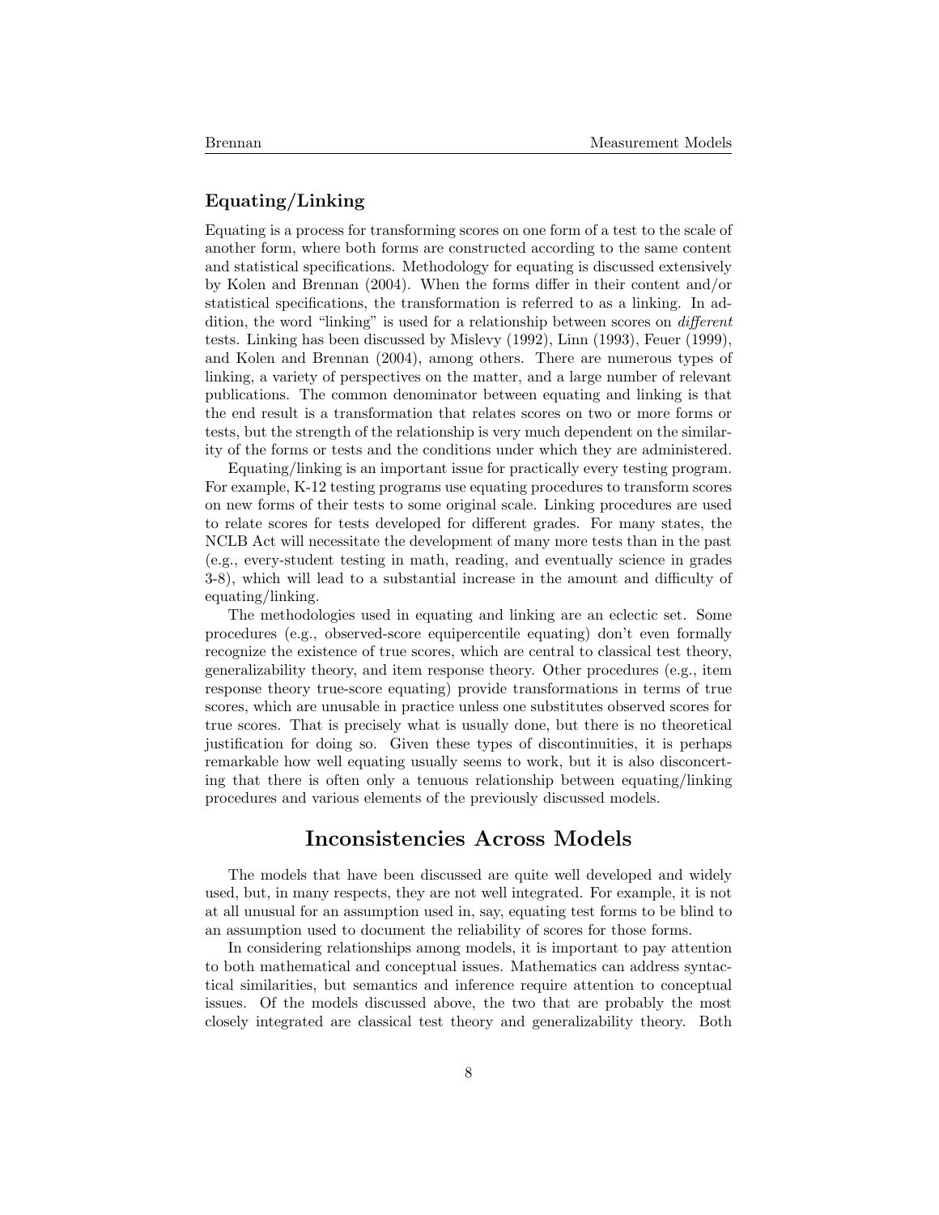### Equating/Linking

Equating is a process for transforming scores on one form of a test to the scale of another form, where both forms are constructed according to the same content and statistical specifications. Methodology for equating is discussed extensively by Kolen and Brennan (2004). When the forms differ in their content and/or statistical specifications, the transformation is referred to as a linking. In addition, the word "linking" is used for a relationship between scores on *different* tests. Linking has been discussed by Mislevy (1992), Linn (1993), Feuer (1999), and Kolen and Brennan (2004), among others. There are numerous types of linking, a variety of perspectives on the matter, and a large number of relevant publications. The common denominator between equating and linking is that the end result is a transformation that relates scores on two or more forms or tests, but the strength of the relationship is very much dependent on the similarity of the forms or tests and the conditions under which they are administered.

Equating/linking is an important issue for practically every testing program. For example, K-12 testing programs use equating procedures to transform scores on new forms of their tests to some original scale. Linking procedures are used to relate scores for tests developed for different grades. For many states, the NCLB Act will necessitate the development of many more tests than in the past (e.g., every-student testing in math, reading, and eventually science in grades 3-8), which will lead to a substantial increase in the amount and difficulty of equating/linking.

The methodologies used in equating and linking are an eclectic set. Some procedures (e.g., observed-score equipercentile equating) don't even formally recognize the existence of true scores, which are central to classical test theory, generalizability theory, and item response theory. Other procedures (e.g., item response theory true-score equating) provide transformations in terms of true scores, which are unusable in practice unless one substitutes observed scores for true scores. That is precisely what is usually done, but there is no theoretical justification for doing so. Given these types of discontinuities, it is perhaps remarkable how well equating usually seems to work, but it is also disconcerting that there is often only a tenuous relationship between equating/linking procedures and various elements of the previously discussed models.

## Inconsistencies Across Models

The models that have been discussed are quite well developed and widely used, but, in many respects, they are not well integrated. For example, it is not at all unusual for an assumption used in, say, equating test forms to be blind to an assumption used to document the reliability of scores for those forms.

In considering relationships among models, it is important to pay attention to both mathematical and conceptual issues. Mathematics can address syntactical similarities, but semantics and inference require attention to conceptual issues. Of the models discussed above, the two that are probably the most closely integrated are classical test theory and generalizability theory. Both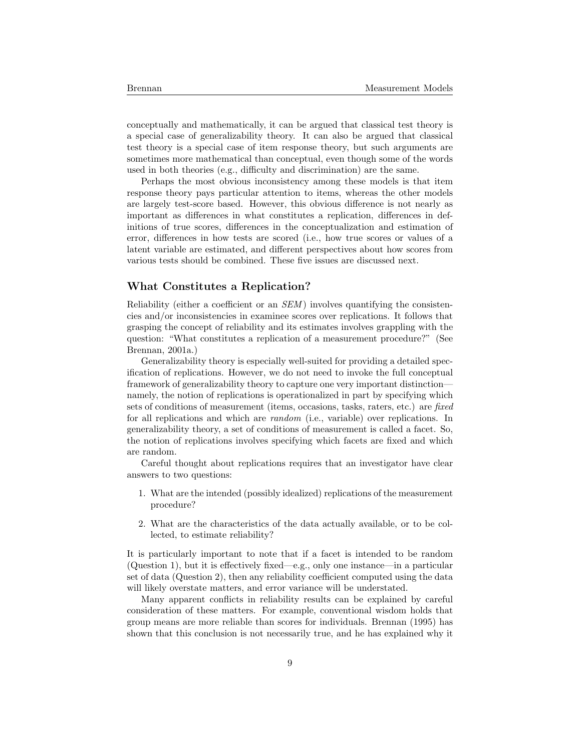conceptually and mathematically, it can be argued that classical test theory is a special case of generalizability theory. It can also be argued that classical test theory is a special case of item response theory, but such arguments are sometimes more mathematical than conceptual, even though some of the words used in both theories (e.g., difficulty and discrimination) are the same.

Perhaps the most obvious inconsistency among these models is that item response theory pays particular attention to items, whereas the other models are largely test-score based. However, this obvious difference is not nearly as important as differences in what constitutes a replication, differences in definitions of true scores, differences in the conceptualization and estimation of error, differences in how tests are scored (i.e., how true scores or values of a latent variable are estimated, and different perspectives about how scores from various tests should be combined. These five issues are discussed next.

## What Constitutes a Replication?

Reliability (either a coefficient or an *SEM*) involves quantifying the consistencies and/or inconsistencies in examinee scores over replications. It follows that grasping the concept of reliability and its estimates involves grappling with the question: "What constitutes a replication of a measurement procedure?" (See Brennan, 2001a.)

Generalizability theory is especially well-suited for providing a detailed specification of replications. However, we do not need to invoke the full conceptual framework of generalizability theory to capture one very important distinction—namely, the notion of replications is operationalized in part by specifying which sets of conditions of measurement (items, occasions, tasks, raters, etc.) are *fixed* for all replications and which are *random* (i.e., variable) over replications. In generalizability theory, a set of conditions of measurement is called a facet. So, the notion of replications involves specifying which facets are fixed and which are random.

Careful thought about replications requires that an investigator have clear answers to two questions:

1. What are the intended (possibly idealized) replications of the measurement procedure?
2. What are the characteristics of the data actually available, or to be collected, to estimate reliability?

It is particularly important to note that if a facet is intended to be random (Question 1), but it is effectively fixed—e.g., only one instance—in a particular set of data (Question 2), then any reliability coefficient computed using the data will likely overstate matters, and error variance will be understated.

Many apparent conflicts in reliability results can be explained by careful consideration of these matters. For example, conventional wisdom holds that group means are more reliable than scores for individuals. Brennan (1995) has shown that this conclusion is not necessarily true, and he has explained why it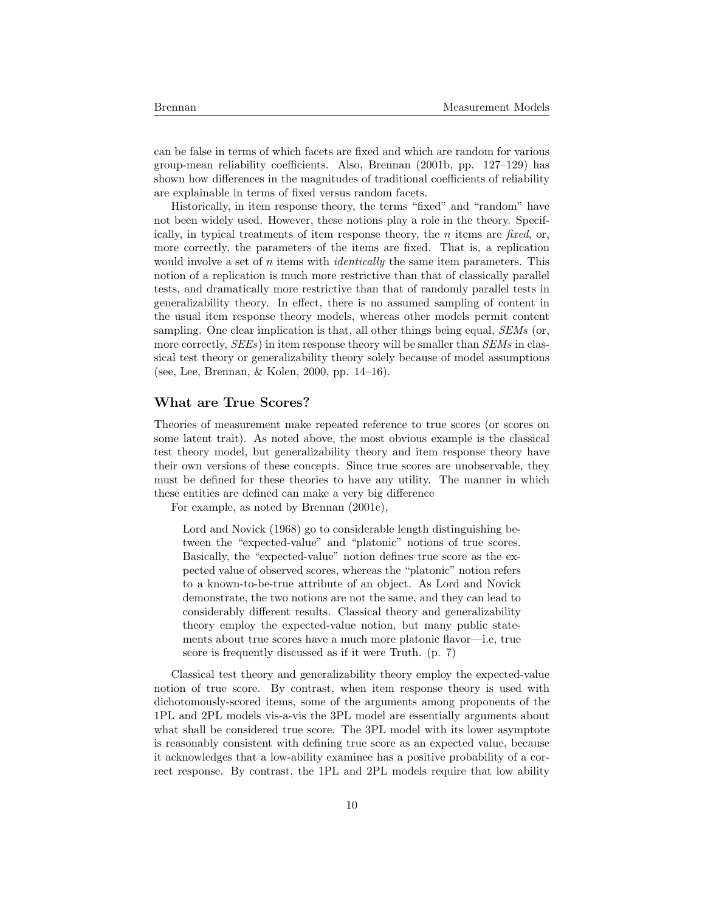can be false in terms of which facets are fixed and which are random for various group-mean reliability coefficients. Also, Brennan (2001b, pp. 127–129) has shown how differences in the magnitudes of traditional coefficients of reliability are explainable in terms of fixed versus random facets.

Historically, in item response theory, the terms "fixed" and "random" have not been widely used. However, these notions play a role in the theory. Specifically, in typical treatments of item response theory, the $n$ items are *fixed*, or, more correctly, the parameters of the items are fixed. That is, a replication would involve a set of $n$ items with *identically* the same item parameters. This notion of a replication is much more restrictive than that of classically parallel tests, and dramatically more restrictive than that of randomly parallel tests in generalizability theory. In effect, there is no assumed sampling of content in the usual item response theory models, whereas other models permit content sampling. One clear implication is that, all other things being equal, *SEMs* (or, more correctly, *SEEs*) in item response theory will be smaller than *SEMs* in classical test theory or generalizability theory solely because of model assumptions (see, Lee, Brennan, & Kolen, 2000, pp. 14–16).

## What are True Scores?

Theories of measurement make repeated reference to true scores (or scores on some latent trait). As noted above, the most obvious example is the classical test theory model, but generalizability theory and item response theory have their own versions of these concepts. Since true scores are unobservable, they must be defined for these theories to have any utility. The manner in which these entities are defined can make a very big difference

For example, as noted by Brennan (2001c),

> Lord and Novick (1968) go to considerable length distinguishing between the "expected-value" and "platonic" notions of true scores. Basically, the "expected-value" notion defines true score as the expected value of observed scores, whereas the "platonic" notion refers to a known-to-be-true attribute of an object. As Lord and Novick demonstrate, the two notions are not the same, and they can lead to considerably different results. Classical theory and generalizability theory employ the expected-value notion, but many public statements about true scores have a much more platonic flavor—i.e, true score is frequently discussed as if it were Truth. (p. 7)

Classical test theory and generalizability theory employ the expected-value notion of true score. By contrast, when item response theory is used with dichotomously-scored items, some of the arguments among proponents of the 1PL and 2PL models vis-a-vis the 3PL model are essentially arguments about what shall be considered true score. The 3PL model with its lower asymptote is reasonably consistent with defining true score as an expected value, because it acknowledges that a low-ability examinee has a positive probability of a correct response. By contrast, the 1PL and 2PL models require that low ability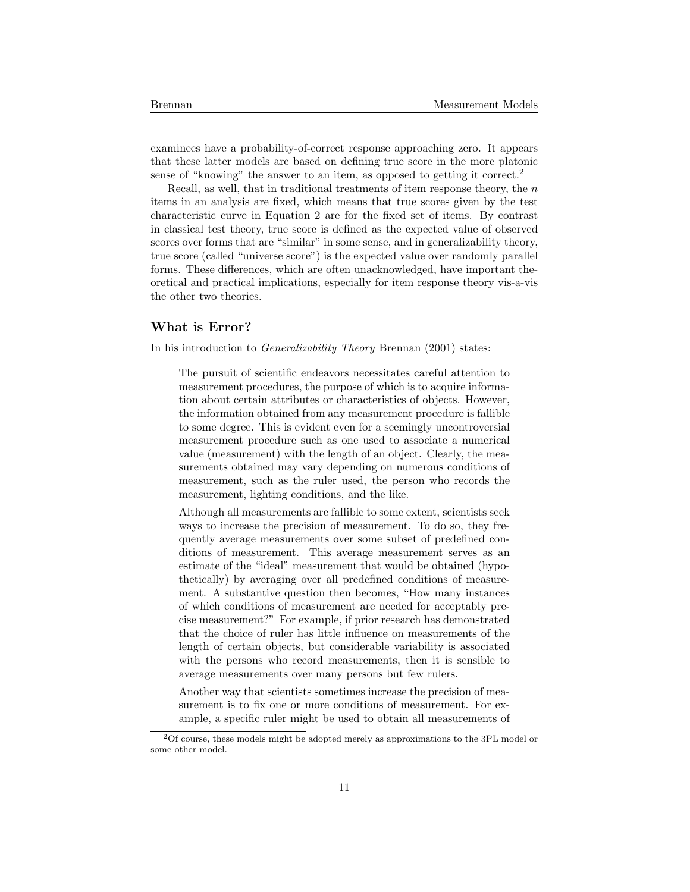examinees have a probability-of-correct response approaching zero. It appears that these latter models are based on defining true score in the more platonic sense of "knowing" the answer to an item, as opposed to getting it correct.[2]

Recall, as well, that in traditional treatments of item response theory, the $n$ items in an analysis are fixed, which means that true scores given by the test characteristic curve in Equation 2 are for the fixed set of items. By contrast in classical test theory, true score is defined as the expected value of observed scores over forms that are "similar" in some sense, and in generalizability theory, true score (called "universe score") is the expected value over randomly parallel forms. These differences, which are often unacknowledged, have important theoretical and practical implications, especially for item response theory vis-a-vis the other two theories.

## What is Error?

In his introduction to *Generalizability Theory* Brennan (2001) states:

> The pursuit of scientific endeavors necessitates careful attention to measurement procedures, the purpose of which is to acquire information about certain attributes or characteristics of objects. However, the information obtained from any measurement procedure is fallible to some degree. This is evident even for a seemingly uncontroversial measurement procedure such as one used to associate a numerical value (measurement) with the length of an object. Clearly, the measurements obtained may vary depending on numerous conditions of measurement, such as the ruler used, the person who records the measurement, lighting conditions, and the like.
>
> Although all measurements are fallible to some extent, scientists seek ways to increase the precision of measurement. To do so, they frequently average measurements over some subset of predefined conditions of measurement. This average measurement serves as an estimate of the "ideal" measurement that would be obtained (hypothetically) by averaging over all predefined conditions of measurement. A substantive question then becomes, "How many instances of which conditions of measurement are needed for acceptably precise measurement?" For example, if prior research has demonstrated that the choice of ruler has little influence on measurements of the length of certain objects, but considerable variability is associated with the persons who record measurements, then it is sensible to average measurements over many persons but few rulers.
>
> Another way that scientists sometimes increase the precision of measurement is to fix one or more conditions of measurement. For example, a specific ruler might be used to obtain all measurements of

[2] Of course, these models might be adopted merely as approximations to the 3PL model or some other model.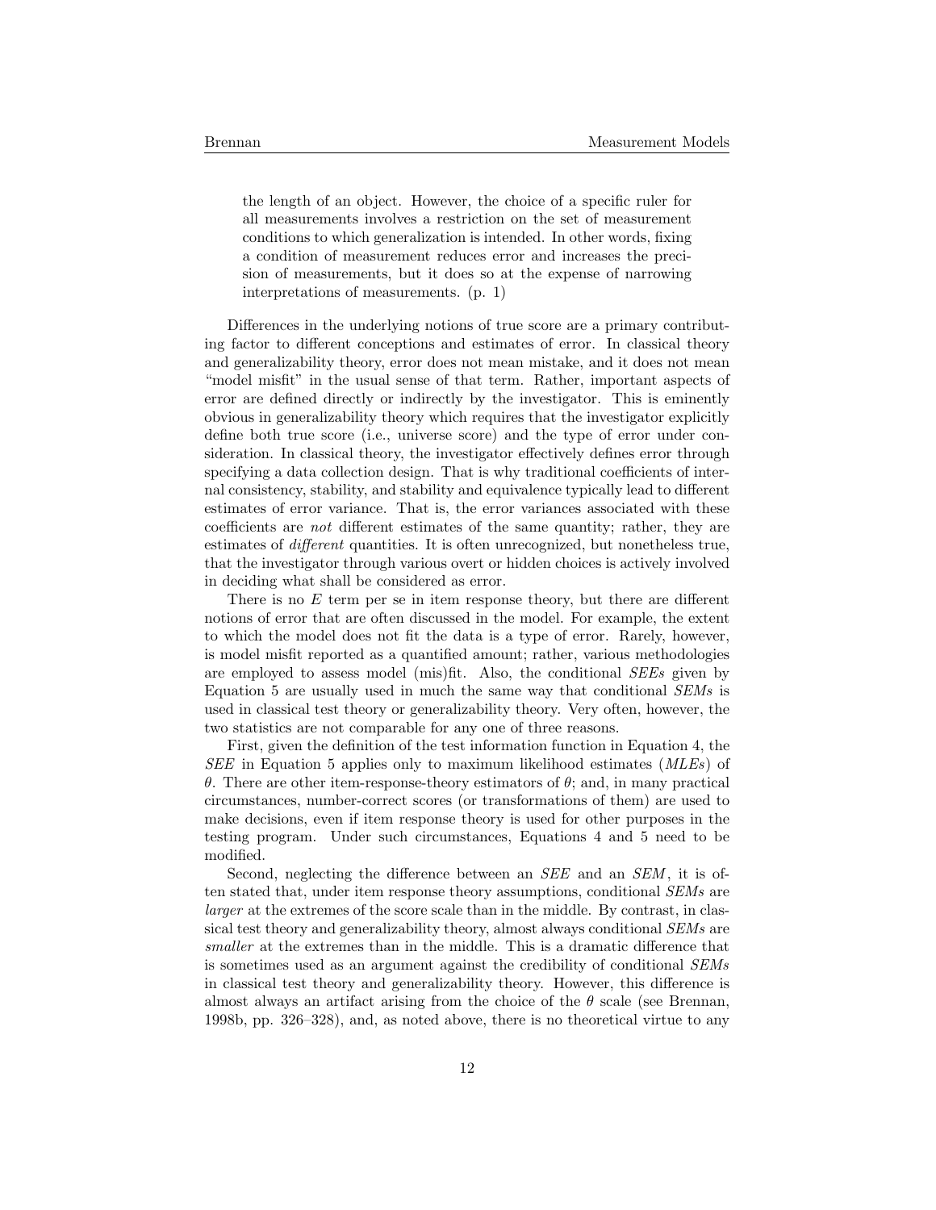> the length of an object. However, the choice of a specific ruler for all measurements involves a restriction on the set of measurement conditions to which generalization is intended. In other words, fixing a condition of measurement reduces error and increases the precision of measurements, but it does so at the expense of narrowing interpretations of measurements. (p. 1)

Differences in the underlying notions of true score are a primary contributing factor to different conceptions and estimates of error. In classical theory and generalizability theory, error does not mean mistake, and it does not mean "model misfit" in the usual sense of that term. Rather, important aspects of error are defined directly or indirectly by the investigator. This is eminently obvious in generalizability theory which requires that the investigator explicitly define both true score (i.e., universe score) and the type of error under consideration. In classical theory, the investigator effectively defines error through specifying a data collection design. That is why traditional coefficients of internal consistency, stability, and stability and equivalence typically lead to different estimates of error variance. That is, the error variances associated with these coefficients are *not* different estimates of the same quantity; rather, they are estimates of *different* quantities. It is often unrecognized, but nonetheless true, that the investigator through various overt or hidden choices is actively involved in deciding what shall be considered as error.

There is no $E$ term per se in item response theory, but there are different notions of error that are often discussed in the model. For example, the extent to which the model does not fit the data is a type of error. Rarely, however, is model misfit reported as a quantified amount; rather, various methodologies are employed to assess model (mis)fit. Also, the conditional *SEEs* given by Equation 5 are usually used in much the same way that conditional *SEMs* is used in classical test theory or generalizability theory. Very often, however, the two statistics are not comparable for any one of three reasons.

First, given the definition of the test information function in Equation 4, the *SEE* in Equation 5 applies only to maximum likelihood estimates (*MLEs*) of $\theta$. There are other item-response-theory estimators of $\theta$; and, in many practical circumstances, number-correct scores (or transformations of them) are used to make decisions, even if item response theory is used for other purposes in the testing program. Under such circumstances, Equations 4 and 5 need to be modified.

Second, neglecting the difference between an *SEE* and an *SEM*, it is often stated that, under item response theory assumptions, conditional *SEMs* are *larger* at the extremes of the score scale than in the middle. By contrast, in classical test theory and generalizability theory, almost always conditional *SEMs* are *smaller* at the extremes than in the middle. This is a dramatic difference that is sometimes used as an argument against the credibility of conditional *SEMs* in classical test theory and generalizability theory. However, this difference is almost always an artifact arising from the choice of the $\theta$ scale (see Brennan, 1998b, pp. 326–328), and, as noted above, there is no theoretical virtue to any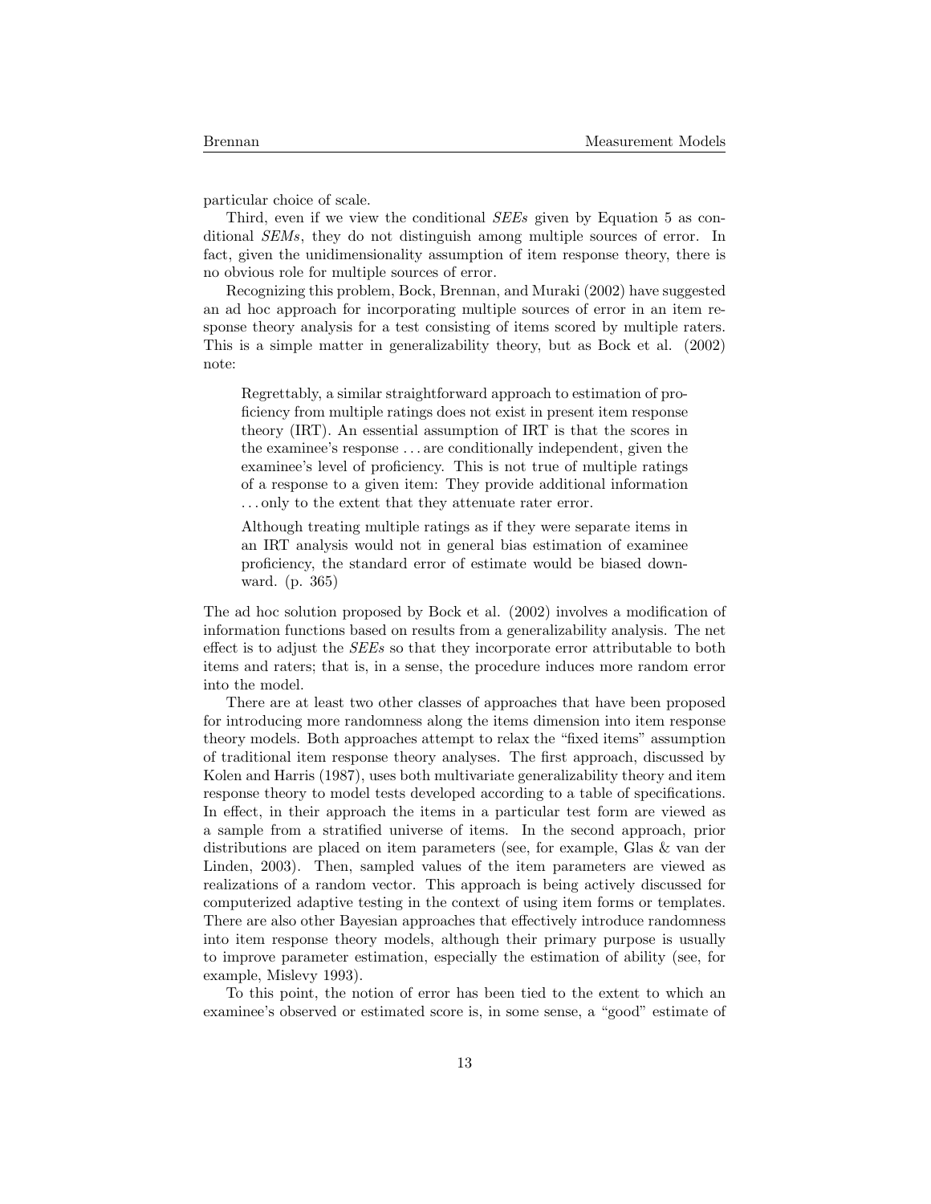particular choice of scale.

Third, even if we view the conditional *SEEs* given by Equation 5 as conditional *SEMs*, they do not distinguish among multiple sources of error. In fact, given the unidimensionality assumption of item response theory, there is no obvious role for multiple sources of error.

Recognizing this problem, Bock, Brennan, and Muraki (2002) have suggested an ad hoc approach for incorporating multiple sources of error in an item response theory analysis for a test consisting of items scored by multiple raters. This is a simple matter in generalizability theory, but as Bock et al. (2002) note:

> Regrettably, a similar straightforward approach to estimation of proficiency from multiple ratings does not exist in present item response theory (IRT). An essential assumption of IRT is that the scores in the examinee's response . . . are conditionally independent, given the examinee's level of proficiency. This is not true of multiple ratings of a response to a given item: They provide additional information . . . only to the extent that they attenuate rater error.
>
> Although treating multiple ratings as if they were separate items in an IRT analysis would not in general bias estimation of examinee proficiency, the standard error of estimate would be biased downward. (p. 365)

The ad hoc solution proposed by Bock et al. (2002) involves a modification of information functions based on results from a generalizability analysis. The net effect is to adjust the *SEEs* so that they incorporate error attributable to both items and raters; that is, in a sense, the procedure induces more random error into the model.

There are at least two other classes of approaches that have been proposed for introducing more randomness along the items dimension into item response theory models. Both approaches attempt to relax the "fixed items" assumption of traditional item response theory analyses. The first approach, discussed by Kolen and Harris (1987), uses both multivariate generalizability theory and item response theory to model tests developed according to a table of specifications. In effect, in their approach the items in a particular test form are viewed as a sample from a stratified universe of items. In the second approach, prior distributions are placed on item parameters (see, for example, Glas & van der Linden, 2003). Then, sampled values of the item parameters are viewed as realizations of a random vector. This approach is being actively discussed for computerized adaptive testing in the context of using item forms or templates. There are also other Bayesian approaches that effectively introduce randomness into item response theory models, although their primary purpose is usually to improve parameter estimation, especially the estimation of ability (see, for example, Mislevy 1993).

To this point, the notion of error has been tied to the extent to which an examinee's observed or estimated score is, in some sense, a "good" estimate of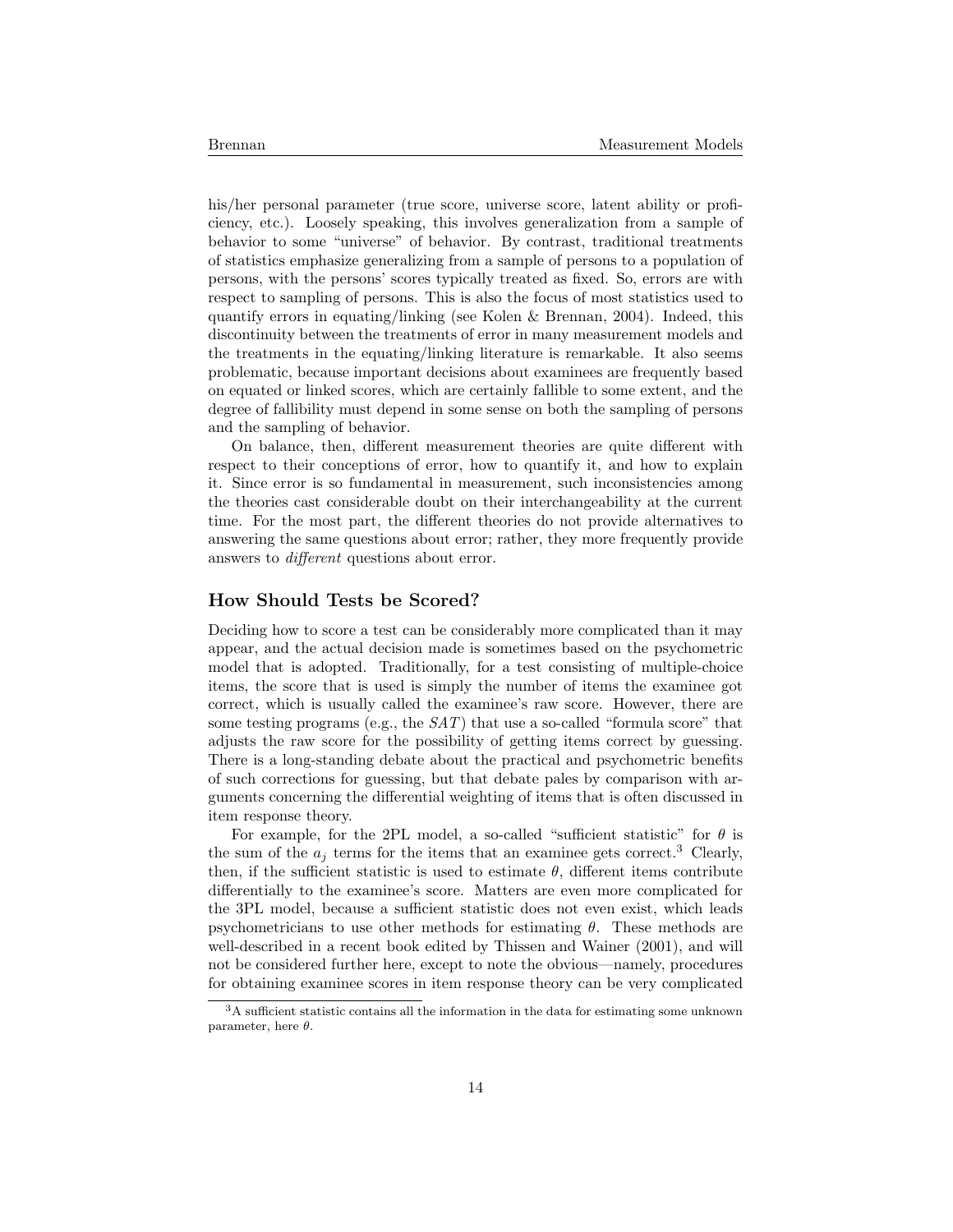his/her personal parameter (true score, universe score, latent ability or proficiency, etc.). Loosely speaking, this involves generalization from a sample of behavior to some "universe" of behavior. By contrast, traditional treatments of statistics emphasize generalizing from a sample of persons to a population of persons, with the persons' scores typically treated as fixed. So, errors are with respect to sampling of persons. This is also the focus of most statistics used to quantify errors in equating/linking (see Kolen & Brennan, 2004). Indeed, this discontinuity between the treatments of error in many measurement models and the treatments in the equating/linking literature is remarkable. It also seems problematic, because important decisions about examinees are frequently based on equated or linked scores, which are certainly fallible to some extent, and the degree of fallibility must depend in some sense on both the sampling of persons and the sampling of behavior.

On balance, then, different measurement theories are quite different with respect to their conceptions of error, how to quantify it, and how to explain it. Since error is so fundamental in measurement, such inconsistencies among the theories cast considerable doubt on their interchangeability at the current time. For the most part, the different theories do not provide alternatives to answering the same questions about error; rather, they more frequently provide answers to *different* questions about error.

## How Should Tests be Scored?

Deciding how to score a test can be considerably more complicated than it may appear, and the actual decision made is sometimes based on the psychometric model that is adopted. Traditionally, for a test consisting of multiple-choice items, the score that is used is simply the number of items the examinee got correct, which is usually called the examinee's raw score. However, there are some testing programs (e.g., the *SAT*) that use a so-called "formula score" that adjusts the raw score for the possibility of getting items correct by guessing. There is a long-standing debate about the practical and psychometric benefits of such corrections for guessing, but that debate pales by comparison with arguments concerning the differential weighting of items that is often discussed in item response theory.

For example, for the 2PL model, a so-called "sufficient statistic" for $\theta$ is the sum of the $a_j$ terms for the items that an examinee gets correct.[3] Clearly, then, if the sufficient statistic is used to estimate $\theta$, different items contribute differentially to the examinee's score. Matters are even more complicated for the 3PL model, because a sufficient statistic does not even exist, which leads psychometricians to use other methods for estimating $\theta$. These methods are well-described in a recent book edited by Thissen and Wainer (2001), and will not be considered further here, except to note the obvious—namely, procedures for obtaining examinee scores in item response theory can be very complicated

[3] A sufficient statistic contains all the information in the data for estimating some unknown parameter, here $\theta$.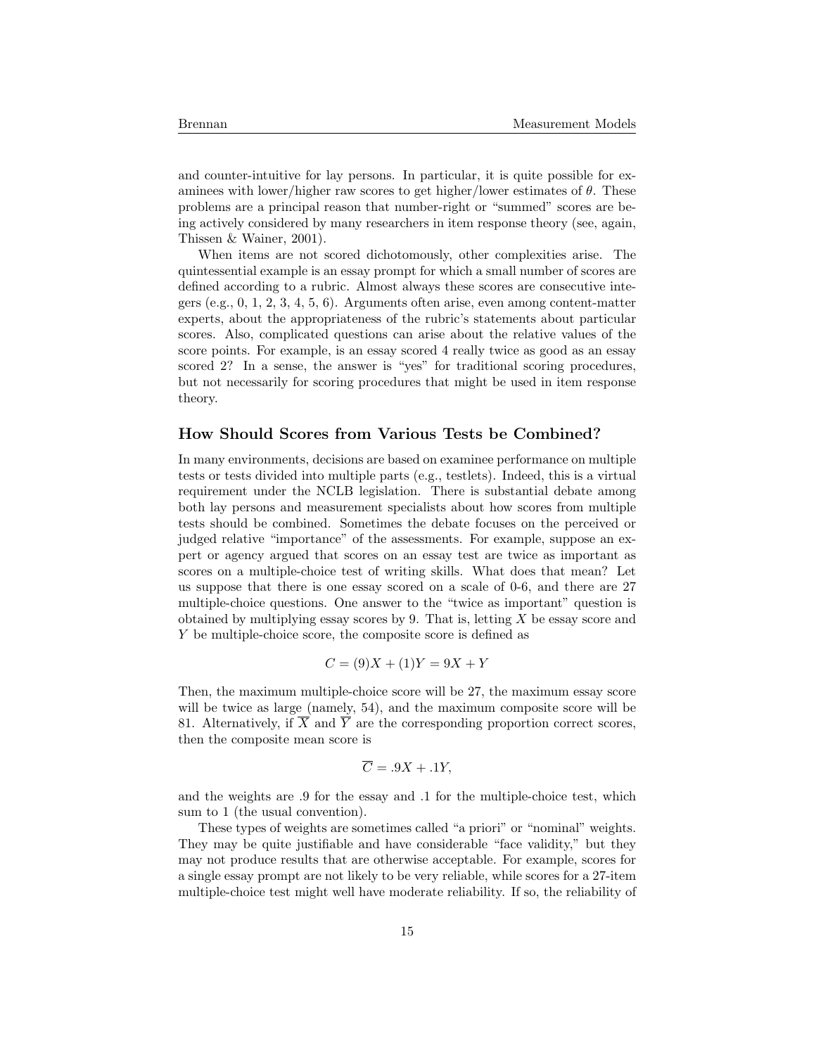and counter-intuitive for lay persons. In particular, it is quite possible for examinees with lower/higher raw scores to get higher/lower estimates of $\theta$. These problems are a principal reason that number-right or "summed" scores are being actively considered by many researchers in item response theory (see, again, Thissen & Wainer, 2001).

When items are not scored dichotomously, other complexities arise. The quintessential example is an essay prompt for which a small number of scores are defined according to a rubric. Almost always these scores are consecutive integers (e.g., 0, 1, 2, 3, 4, 5, 6). Arguments often arise, even among content-matter experts, about the appropriateness of the rubric's statements about particular scores. Also, complicated questions can arise about the relative values of the score points. For example, is an essay scored 4 really twice as good as an essay scored 2? In a sense, the answer is "yes" for traditional scoring procedures, but not necessarily for scoring procedures that might be used in item response theory.

### How Should Scores from Various Tests be Combined?

In many environments, decisions are based on examinee performance on multiple tests or tests divided into multiple parts (e.g., testlets). Indeed, this is a virtual requirement under the NCLB legislation. There is substantial debate among both lay persons and measurement specialists about how scores from multiple tests should be combined. Sometimes the debate focuses on the perceived or judged relative "importance" of the assessments. For example, suppose an expert or agency argued that scores on an essay test are twice as important as scores on a multiple-choice test of writing skills. What does that mean? Let us suppose that there is one essay scored on a scale of 0-6, and there are 27 multiple-choice questions. One answer to the "twice as important" question is obtained by multiplying essay scores by 9. That is, letting $X$ be essay score and $Y$ be multiple-choice score, the composite score is defined as

$$C = (9)X + (1)Y = 9X + Y$$

Then, the maximum multiple-choice score will be 27, the maximum essay score will be twice as large (namely, 54), and the maximum composite score will be 81. Alternatively, if $\overline{X}$ and $\overline{Y}$ are the corresponding proportion correct scores, then the composite mean score is

$$\overline{C} = .9X + .1Y,$$

and the weights are .9 for the essay and .1 for the multiple-choice test, which sum to 1 (the usual convention).

These types of weights are sometimes called "a priori" or "nominal" weights. They may be quite justifiable and have considerable "face validity," but they may not produce results that are otherwise acceptable. For example, scores for a single essay prompt are not likely to be very reliable, while scores for a 27-item multiple-choice test might well have moderate reliability. If so, the reliability of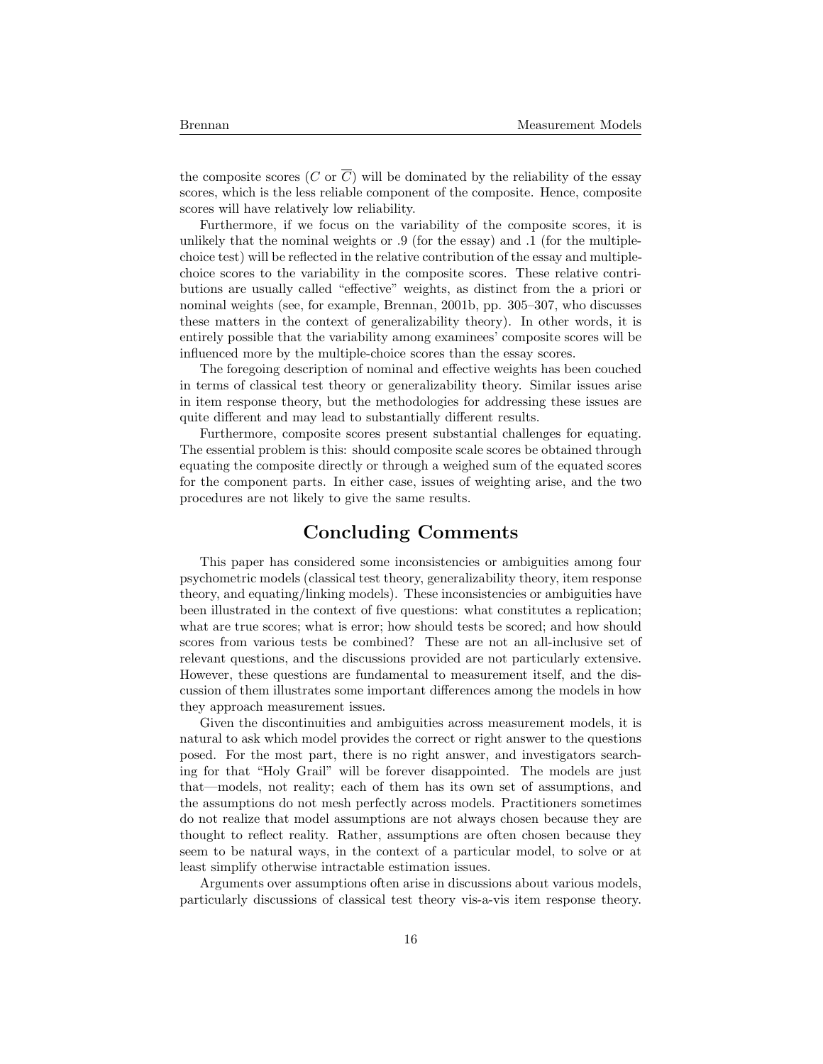the composite scores ($C$ or $\overline{C}$) will be dominated by the reliability of the essay scores, which is the less reliable component of the composite. Hence, composite scores will have relatively low reliability.

Furthermore, if we focus on the variability of the composite scores, it is unlikely that the nominal weights or .9 (for the essay) and .1 (for the multiple-choice test) will be reflected in the relative contribution of the essay and multiple-choice scores to the variability in the composite scores. These relative contributions are usually called "effective" weights, as distinct from the a priori or nominal weights (see, for example, Brennan, 2001b, pp. 305–307, who discusses these matters in the context of generalizability theory). In other words, it is entirely possible that the variability among examinees' composite scores will be influenced more by the multiple-choice scores than the essay scores.

The foregoing description of nominal and effective weights has been couched in terms of classical test theory or generalizability theory. Similar issues arise in item response theory, but the methodologies for addressing these issues are quite different and may lead to substantially different results.

Furthermore, composite scores present substantial challenges for equating. The essential problem is this: should composite scale scores be obtained through equating the composite directly or through a weighed sum of the equated scores for the component parts. In either case, issues of weighting arise, and the two procedures are not likely to give the same results.

## Concluding Comments

This paper has considered some inconsistencies or ambiguities among four psychometric models (classical test theory, generalizability theory, item response theory, and equating/linking models). These inconsistencies or ambiguities have been illustrated in the context of five questions: what constitutes a replication; what are true scores; what is error; how should tests be scored; and how should scores from various tests be combined? These are not an all-inclusive set of relevant questions, and the discussions provided are not particularly extensive. However, these questions are fundamental to measurement itself, and the discussion of them illustrates some important differences among the models in how they approach measurement issues.

Given the discontinuities and ambiguities across measurement models, it is natural to ask which model provides the correct or right answer to the questions posed. For the most part, there is no right answer, and investigators searching for that "Holy Grail" will be forever disappointed. The models are just that—models, not reality; each of them has its own set of assumptions, and the assumptions do not mesh perfectly across models. Practitioners sometimes do not realize that model assumptions are not always chosen because they are thought to reflect reality. Rather, assumptions are often chosen because they seem to be natural ways, in the context of a particular model, to solve or at least simplify otherwise intractable estimation issues.

Arguments over assumptions often arise in discussions about various models, particularly discussions of classical test theory vis-a-vis item response theory.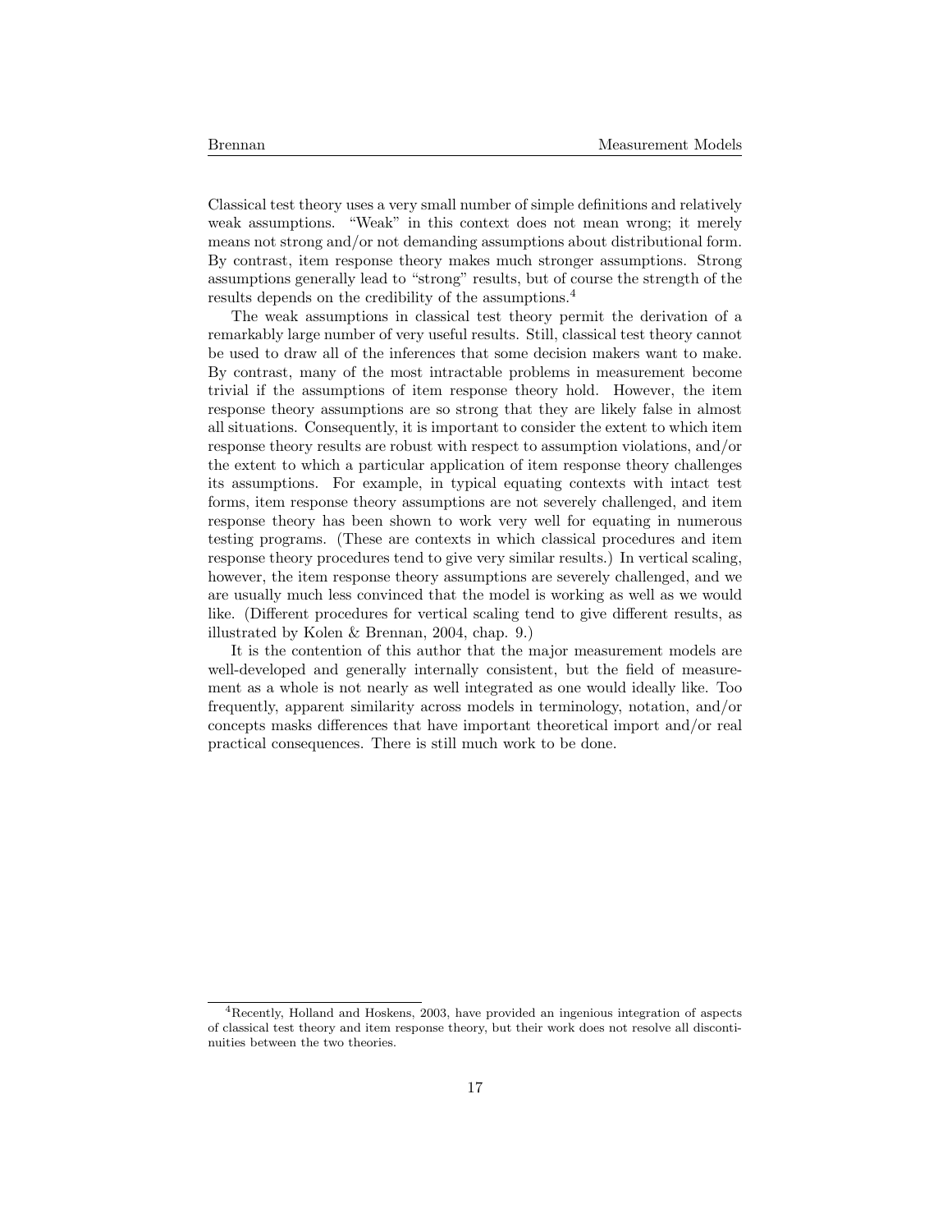Classical test theory uses a very small number of simple definitions and relatively weak assumptions. "Weak" in this context does not mean wrong; it merely means not strong and/or not demanding assumptions about distributional form. By contrast, item response theory makes much stronger assumptions. Strong assumptions generally lead to "strong" results, but of course the strength of the results depends on the credibility of the assumptions.[4]

The weak assumptions in classical test theory permit the derivation of a remarkably large number of very useful results. Still, classical test theory cannot be used to draw all of the inferences that some decision makers want to make. By contrast, many of the most intractable problems in measurement become trivial if the assumptions of item response theory hold. However, the item response theory assumptions are so strong that they are likely false in almost all situations. Consequently, it is important to consider the extent to which item response theory results are robust with respect to assumption violations, and/or the extent to which a particular application of item response theory challenges its assumptions. For example, in typical equating contexts with intact test forms, item response theory assumptions are not severely challenged, and item response theory has been shown to work very well for equating in numerous testing programs. (These are contexts in which classical procedures and item response theory procedures tend to give very similar results.) In vertical scaling, however, the item response theory assumptions are severely challenged, and we are usually much less convinced that the model is working as well as we would like. (Different procedures for vertical scaling tend to give different results, as illustrated by Kolen & Brennan, 2004, chap. 9.)

It is the contention of this author that the major measurement models are well-developed and generally internally consistent, but the field of measurement as a whole is not nearly as well integrated as one would ideally like. Too frequently, apparent similarity across models in terminology, notation, and/or concepts masks differences that have important theoretical import and/or real practical consequences. There is still much work to be done.

[4]Recently, Holland and Hoskens, 2003, have provided an ingenious integration of aspects of classical test theory and item response theory, but their work does not resolve all discontinuities between the two theories.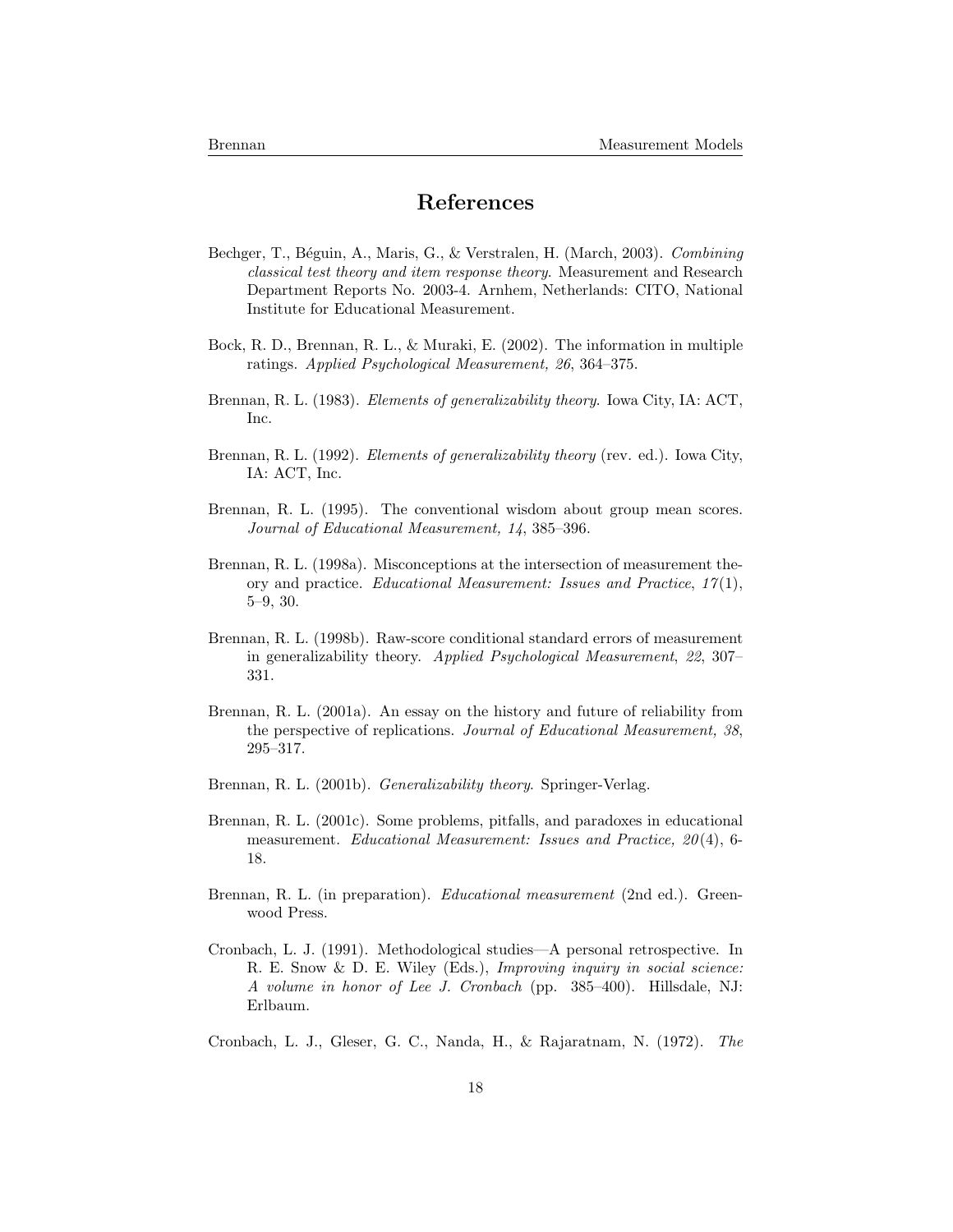# References

Bechger, T., Béguin, A., Maris, G., & Verstralen, H. (March, 2003). *Combining classical test theory and item response theory*. Measurement and Research Department Reports No. 2003-4. Arnhem, Netherlands: CITO, National Institute for Educational Measurement.

Bock, R. D., Brennan, R. L., & Muraki, E. (2002). The information in multiple ratings. *Applied Psychological Measurement, 26*, 364–375.

Brennan, R. L. (1983). *Elements of generalizability theory*. Iowa City, IA: ACT, Inc.

Brennan, R. L. (1992). *Elements of generalizability theory* (rev. ed.). Iowa City, IA: ACT, Inc.

Brennan, R. L. (1995). The conventional wisdom about group mean scores. *Journal of Educational Measurement, 14*, 385–396.

Brennan, R. L. (1998a). Misconceptions at the intersection of measurement theory and practice. *Educational Measurement: Issues and Practice*, *17*(1), 5–9, 30.

Brennan, R. L. (1998b). Raw-score conditional standard errors of measurement in generalizability theory. *Applied Psychological Measurement*, *22*, 307–331.

Brennan, R. L. (2001a). An essay on the history and future of reliability from the perspective of replications. *Journal of Educational Measurement, 38*, 295–317.

Brennan, R. L. (2001b). *Generalizability theory*. Springer-Verlag.

Brennan, R. L. (2001c). Some problems, pitfalls, and paradoxes in educational measurement. *Educational Measurement: Issues and Practice, 20*(4), 6-18.

Brennan, R. L. (in preparation). *Educational measurement* (2nd ed.). Greenwood Press.

Cronbach, L. J. (1991). Methodological studies—A personal retrospective. In R. E. Snow & D. E. Wiley (Eds.), *Improving inquiry in social science: A volume in honor of Lee J. Cronbach* (pp. 385–400). Hillsdale, NJ: Erlbaum.

Cronbach, L. J., Gleser, G. C., Nanda, H., & Rajaratnam, N. (1972). *The*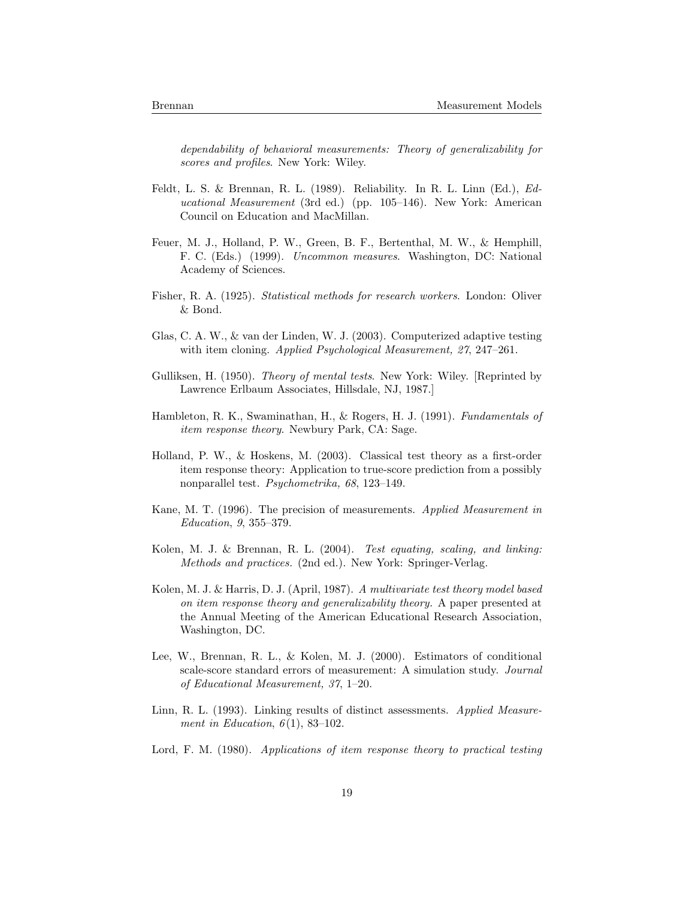*dependability of behavioral measurements: Theory of generalizability for scores and profiles*. New York: Wiley.

Feldt, L. S. & Brennan, R. L. (1989). Reliability. In R. L. Linn (Ed.), *Educational Measurement* (3rd ed.) (pp. 105–146). New York: American Council on Education and MacMillan.

Feuer, M. J., Holland, P. W., Green, B. F., Bertenthal, M. W., & Hemphill, F. C. (Eds.) (1999). *Uncommon measures*. Washington, DC: National Academy of Sciences.

Fisher, R. A. (1925). *Statistical methods for research workers*. London: Oliver & Bond.

Glas, C. A. W., & van der Linden, W. J. (2003). Computerized adaptive testing with item cloning. *Applied Psychological Measurement, 27*, 247–261.

Gulliksen, H. (1950). *Theory of mental tests*. New York: Wiley. [Reprinted by Lawrence Erlbaum Associates, Hillsdale, NJ, 1987.]

Hambleton, R. K., Swaminathan, H., & Rogers, H. J. (1991). *Fundamentals of item response theory*. Newbury Park, CA: Sage.

Holland, P. W., & Hoskens, M. (2003). Classical test theory as a first-order item response theory: Application to true-score prediction from a possibly nonparallel test. *Psychometrika, 68*, 123–149.

Kane, M. T. (1996). The precision of measurements. *Applied Measurement in Education*, *9*, 355–379.

Kolen, M. J. & Brennan, R. L. (2004). *Test equating, scaling, and linking: Methods and practices.* (2nd ed.). New York: Springer-Verlag.

Kolen, M. J. & Harris, D. J. (April, 1987). *A multivariate test theory model based on item response theory and generalizability theory.* A paper presented at the Annual Meeting of the American Educational Research Association, Washington, DC.

Lee, W., Brennan, R. L., & Kolen, M. J. (2000). Estimators of conditional scale-score standard errors of measurement: A simulation study. *Journal of Educational Measurement, 37*, 1–20.

Linn, R. L. (1993). Linking results of distinct assessments. *Applied Measurement in Education*, *6*(1), 83–102.

Lord, F. M. (1980). *Applications of item response theory to practical testing*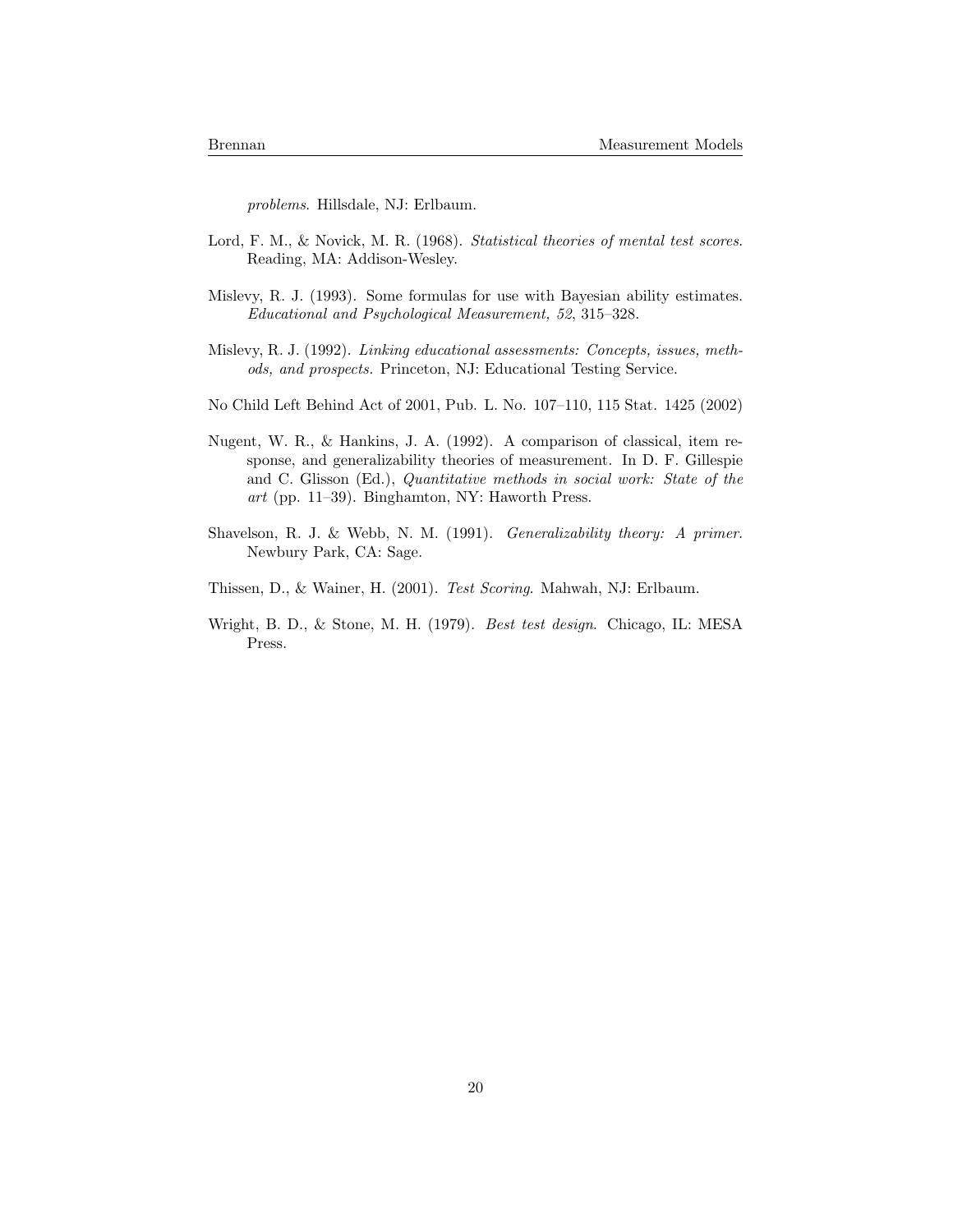*problems*. Hillsdale, NJ: Erlbaum.

Lord, F. M., & Novick, M. R. (1968). *Statistical theories of mental test scores*. Reading, MA: Addison-Wesley.

Mislevy, R. J. (1993). Some formulas for use with Bayesian ability estimates. *Educational and Psychological Measurement, 52*, 315–328.

Mislevy, R. J. (1992). *Linking educational assessments: Concepts, issues, methods, and prospects.* Princeton, NJ: Educational Testing Service.

No Child Left Behind Act of 2001, Pub. L. No. 107–110, 115 Stat. 1425 (2002)

Nugent, W. R., & Hankins, J. A. (1992). A comparison of classical, item response, and generalizability theories of measurement. In D. F. Gillespie and C. Glisson (Ed.), *Quantitative methods in social work: State of the art* (pp. 11–39). Binghamton, NY: Haworth Press.

Shavelson, R. J. & Webb, N. M. (1991). *Generalizability theory: A primer*. Newbury Park, CA: Sage.

Thissen, D., & Wainer, H. (2001). *Test Scoring*. Mahwah, NJ: Erlbaum.

Wright, B. D., & Stone, M. H. (1979). *Best test design*. Chicago, IL: MESA Press.